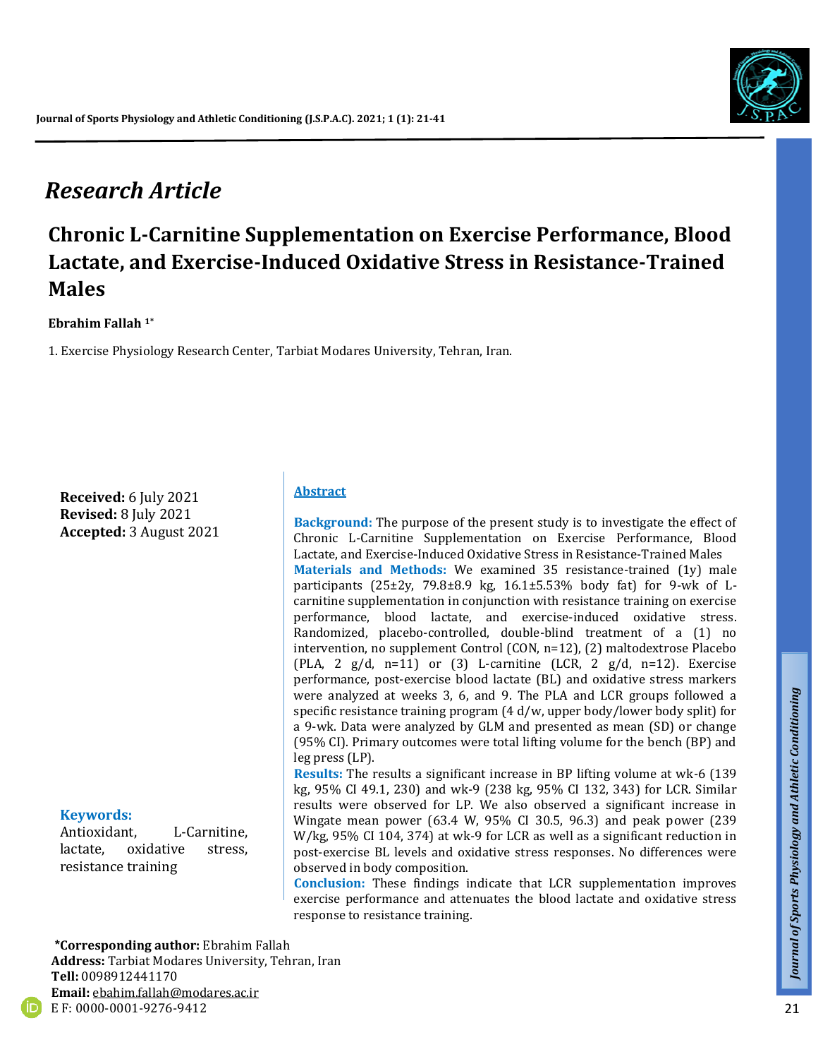*Research Article*

# Chronic L-Carnitine Supplementation on Exercise Performance, Blood Lactate, and Exercise-Induced Oxidative Stress in Resistance-Trained Males

**Ebrahim Fallah [1*]**

1. Exercise Physiology Research Center, Tarbiat Modares University, Tehran, Iran.

**Received:** 6 July 2021
**Revised:** 8 July 2021
**Accepted:** 3 August 2021

## Abstract

**Background:** The purpose of the present study is to investigate the effect of Chronic L-Carnitine Supplementation on Exercise Performance, Blood Lactate, and Exercise-Induced Oxidative Stress in Resistance-Trained Males

**Materials and Methods:** We examined 35 resistance-trained (1y) male participants (25±2y, 79.8±8.9 kg, 16.1±5.53% body fat) for 9-wk of L-carnitine supplementation in conjunction with resistance training on exercise performance, blood lactate, and exercise-induced oxidative stress. Randomized, placebo-controlled, double-blind treatment of a (1) no intervention, no supplement Control (CON, n=12), (2) maltodextrose Placebo (PLA, 2 g/d, n=11) or (3) L-carnitine (LCR, 2 g/d, n=12). Exercise performance, post-exercise blood lactate (BL) and oxidative stress markers were analyzed at weeks 3, 6, and 9. The PLA and LCR groups followed a specific resistance training program (4 d/w, upper body/lower body split) for a 9-wk. Data were analyzed by GLM and presented as mean (SD) or change (95% CI). Primary outcomes were total lifting volume for the bench (BP) and leg press (LP).

**Results:** The results a significant increase in BP lifting volume at wk-6 (139 kg, 95% CI 49.1, 230) and wk-9 (238 kg, 95% CI 132, 343) for LCR. Similar results were observed for LP. We also observed a significant increase in Wingate mean power (63.4 W, 95% CI 30.5, 96.3) and peak power (239 W/kg, 95% CI 104, 374) at wk-9 for LCR as well as a significant reduction in post-exercise BL levels and oxidative stress responses. No differences were observed in body composition.

**Conclusion:** These findings indicate that LCR supplementation improves exercise performance and attenuates the blood lactate and oxidative stress response to resistance training.

**Keywords:**
Antioxidant, L-Carnitine, lactate, oxidative stress, resistance training

**\*Corresponding author:** Ebrahim Fallah
**Address:** Tarbiat Modares University, Tehran, Iran
**Tell:** 0098912441170
**Email:** ebahim.fallah@modares.ac.ir
E F: 0000-0001-9276-9412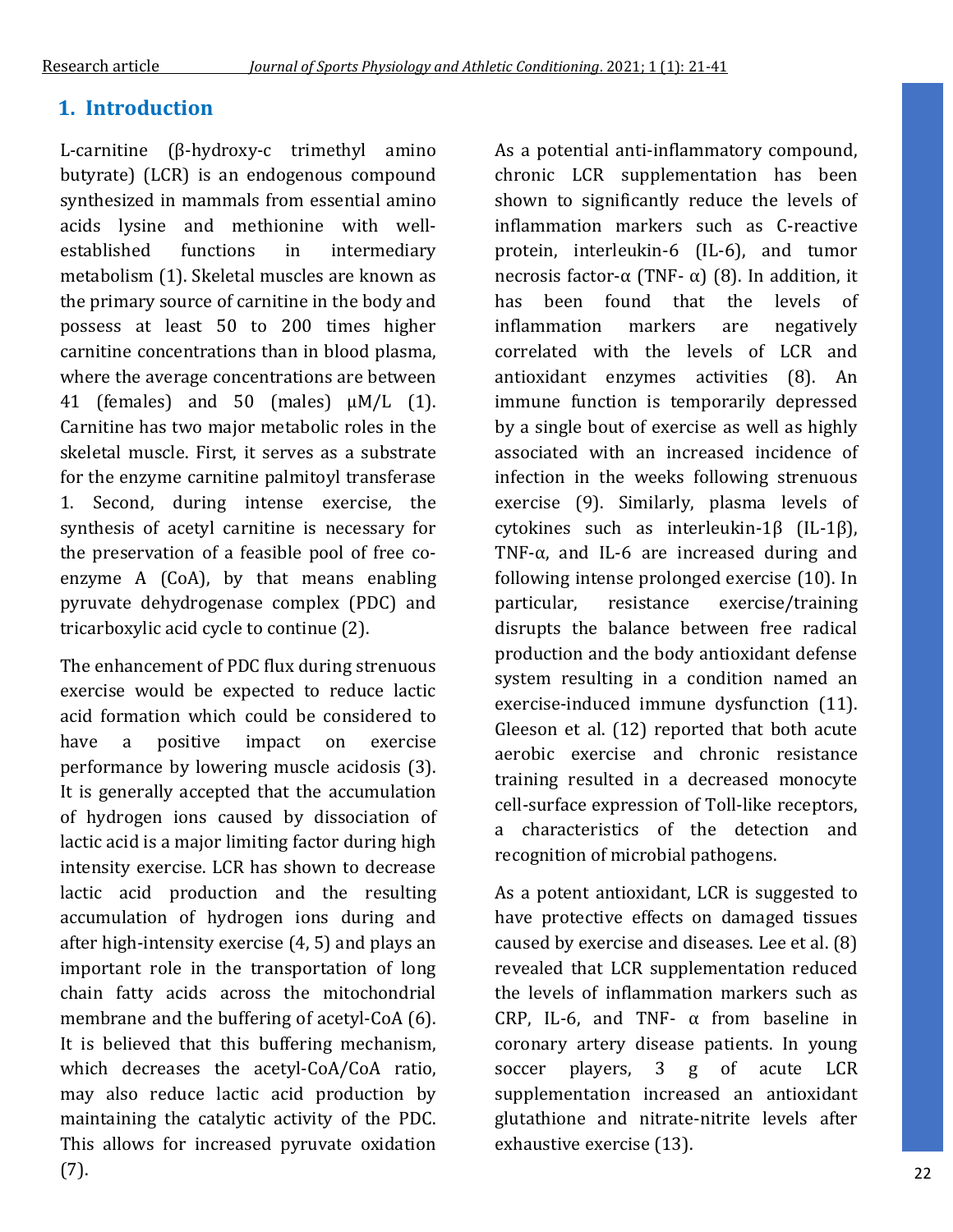## 1. Introduction

L-carnitine (β-hydroxy-c trimethyl amino butyrate) (LCR) is an endogenous compound synthesized in mammals from essential amino acids lysine and methionine with well-established functions in intermediary metabolism (1). Skeletal muscles are known as the primary source of carnitine in the body and possess at least 50 to 200 times higher carnitine concentrations than in blood plasma, where the average concentrations are between 41 (females) and 50 (males) μM/L (1). Carnitine has two major metabolic roles in the skeletal muscle. First, it serves as a substrate for the enzyme carnitine palmitoyl transferase 1. Second, during intense exercise, the synthesis of acetyl carnitine is necessary for the preservation of a feasible pool of free co-enzyme A (CoA), by that means enabling pyruvate dehydrogenase complex (PDC) and tricarboxylic acid cycle to continue (2).

The enhancement of PDC flux during strenuous exercise would be expected to reduce lactic acid formation which could be considered to have a positive impact on exercise performance by lowering muscle acidosis (3). It is generally accepted that the accumulation of hydrogen ions caused by dissociation of lactic acid is a major limiting factor during high intensity exercise. LCR has shown to decrease lactic acid production and the resulting accumulation of hydrogen ions during and after high-intensity exercise (4, 5) and plays an important role in the transportation of long chain fatty acids across the mitochondrial membrane and the buffering of acetyl-CoA (6). It is believed that this buffering mechanism, which decreases the acetyl-CoA/CoA ratio, may also reduce lactic acid production by maintaining the catalytic activity of the PDC. This allows for increased pyruvate oxidation (7).

As a potential anti-inflammatory compound, chronic LCR supplementation has been shown to significantly reduce the levels of inflammation markers such as C-reactive protein, interleukin-6 (IL-6), and tumor necrosis factor-α (TNF- α) (8). In addition, it has been found that the levels of inflammation markers are negatively correlated with the levels of LCR and antioxidant enzymes activities (8). An immune function is temporarily depressed by a single bout of exercise as well as highly associated with an increased incidence of infection in the weeks following strenuous exercise (9). Similarly, plasma levels of cytokines such as interleukin-1β (IL-1β), TNF-α, and IL-6 are increased during and following intense prolonged exercise (10). In particular, resistance exercise/training disrupts the balance between free radical production and the body antioxidant defense system resulting in a condition named an exercise-induced immune dysfunction (11). Gleeson et al. (12) reported that both acute aerobic exercise and chronic resistance training resulted in a decreased monocyte cell-surface expression of Toll-like receptors, a characteristics of the detection and recognition of microbial pathogens.

As a potent antioxidant, LCR is suggested to have protective effects on damaged tissues caused by exercise and diseases. Lee et al. (8) revealed that LCR supplementation reduced the levels of inflammation markers such as CRP, IL-6, and TNF- α from baseline in coronary artery disease patients. In young soccer players, 3 g of acute LCR supplementation increased an antioxidant glutathione and nitrate-nitrite levels after exhaustive exercise (13).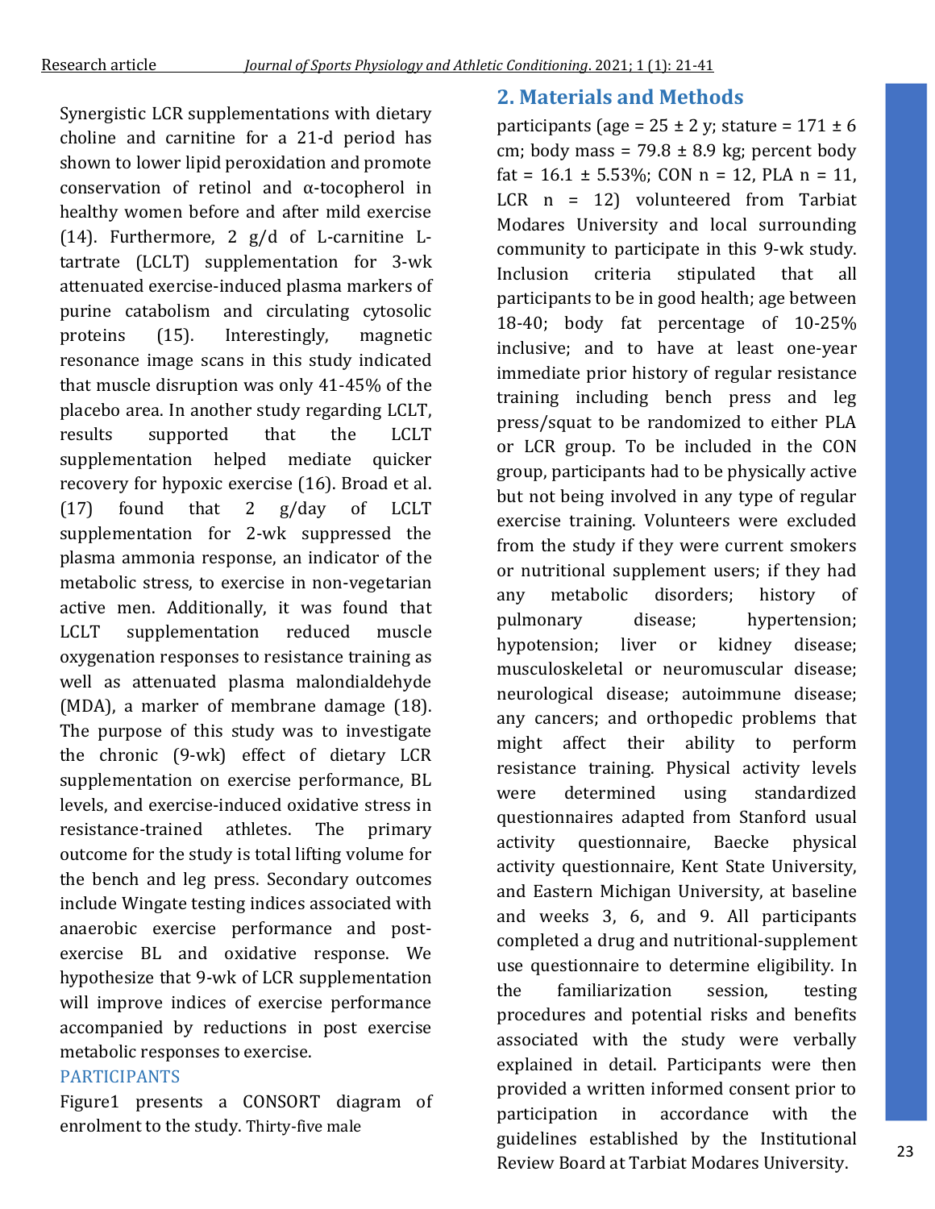Synergistic LCR supplementations with dietary choline and carnitine for a 21-d period has shown to lower lipid peroxidation and promote conservation of retinol and α-tocopherol in healthy women before and after mild exercise (14). Furthermore, 2 g/d of L-carnitine L-tartrate (LCLT) supplementation for 3-wk attenuated exercise-induced plasma markers of purine catabolism and circulating cytosolic proteins (15). Interestingly, magnetic resonance image scans in this study indicated that muscle disruption was only 41-45% of the placebo area. In another study regarding LCLT, results supported that the LCLT supplementation helped mediate quicker recovery for hypoxic exercise (16). Broad et al. (17) found that 2 g/day of LCLT supplementation for 2-wk suppressed the plasma ammonia response, an indicator of the metabolic stress, to exercise in non-vegetarian active men. Additionally, it was found that LCLT supplementation reduced muscle oxygenation responses to resistance training as well as attenuated plasma malondialdehyde (MDA), a marker of membrane damage (18). The purpose of this study was to investigate the chronic (9-wk) effect of dietary LCR supplementation on exercise performance, BL levels, and exercise-induced oxidative stress in resistance-trained athletes. The primary outcome for the study is total lifting volume for the bench and leg press. Secondary outcomes include Wingate testing indices associated with anaerobic exercise performance and post-exercise BL and oxidative response. We hypothesize that 9-wk of LCR supplementation will improve indices of exercise performance accompanied by reductions in post exercise metabolic responses to exercise.

## 2. Materials and Methods

### PARTICIPANTS

Figure1 presents a CONSORT diagram of enrolment to the study. Thirty-five male participants (age = 25 ± 2 y; stature = 171 ± 6 cm; body mass = 79.8 ± 8.9 kg; percent body fat = 16.1 ± 5.53%; CON n = 12, PLA n = 11, LCR n = 12) volunteered from Tarbiat Modares University and local surrounding community to participate in this 9-wk study. Inclusion criteria stipulated that all participants to be in good health; age between 18-40; body fat percentage of 10-25% inclusive; and to have at least one-year immediate prior history of regular resistance training including bench press and leg press/squat to be randomized to either PLA or LCR group. To be included in the CON group, participants had to be physically active but not being involved in any type of regular exercise training. Volunteers were excluded from the study if they were current smokers or nutritional supplement users; if they had any metabolic disorders; history of pulmonary disease; hypertension; hypotension; liver or kidney disease; musculoskeletal or neuromuscular disease; neurological disease; autoimmune disease; any cancers; and orthopedic problems that might affect their ability to perform resistance training. Physical activity levels were determined using standardized questionnaires adapted from Stanford usual activity questionnaire, Baecke physical activity questionnaire, Kent State University, and Eastern Michigan University, at baseline and weeks 3, 6, and 9. All participants completed a drug and nutritional-supplement use questionnaire to determine eligibility. In the familiarization session, testing procedures and potential risks and benefits associated with the study were verbally explained in detail. Participants were then provided a written informed consent prior to participation in accordance with the guidelines established by the Institutional Review Board at Tarbiat Modares University.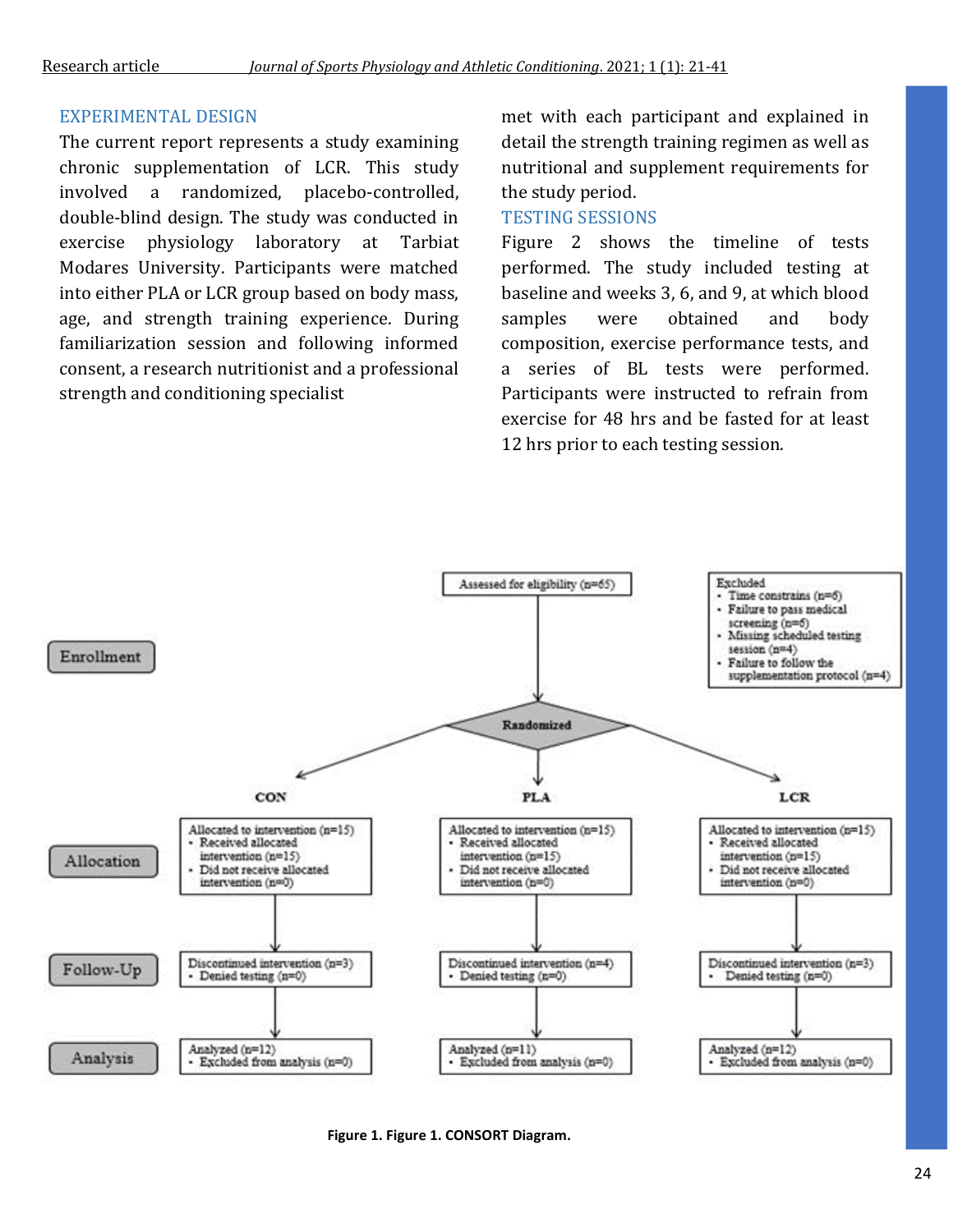## EXPERIMENTAL DESIGN

The current report represents a study examining chronic supplementation of LCR. This study involved a randomized, placebo-controlled, double-blind design. The study was conducted in exercise physiology laboratory at Tarbiat Modares University. Participants were matched into either PLA or LCR group based on body mass, age, and strength training experience. During familiarization session and following informed consent, a research nutritionist and a professional strength and conditioning specialist met with each participant and explained in detail the strength training regimen as well as nutritional and supplement requirements for the study period.

## TESTING SESSIONS

Figure 2 shows the timeline of tests performed. The study included testing at baseline and weeks 3, 6, and 9, at which blood samples were obtained and body composition, exercise performance tests, and a series of BL tests were performed. Participants were instructed to refrain from exercise for 48 hrs and be fasted for at least 12 hrs prior to each testing session.

**Enrollment**

Assessed for eligibility (n=65)

Excluded
- Time constrains (n=6)
- Failure to pass medical screening (n=6)
- Missing scheduled testing session (n=4)
- Failure to follow the supplementation protocol (n=4)

Randomized

| | CON | PLA | LCR |
|---|---|---|---|
| **Allocation** | Allocated to intervention (n=15) • Received allocated intervention (n=15) • Did not receive allocated intervention (n=0) | Allocated to intervention (n=15) • Received allocated intervention (n=15) • Did not receive allocated intervention (n=0) | Allocated to intervention (n=15) • Received allocated intervention (n=15) • Did not receive allocated intervention (n=0) |
| **Follow-Up** | Discontinued intervention (n=3) • Denied testing (n=0) | Discontinued intervention (n=4) • Denied testing (n=0) | Discontinued intervention (n=3) • Denied testing (n=0) |
| **Analysis** | Analyzed (n=12) • Excluded from analysis (n=0) | Analyzed (n=11) • Excluded from analysis (n=0) | Analyzed (n=12) • Excluded from analysis (n=0) |

**Figure 1. Figure 1. CONSORT Diagram.**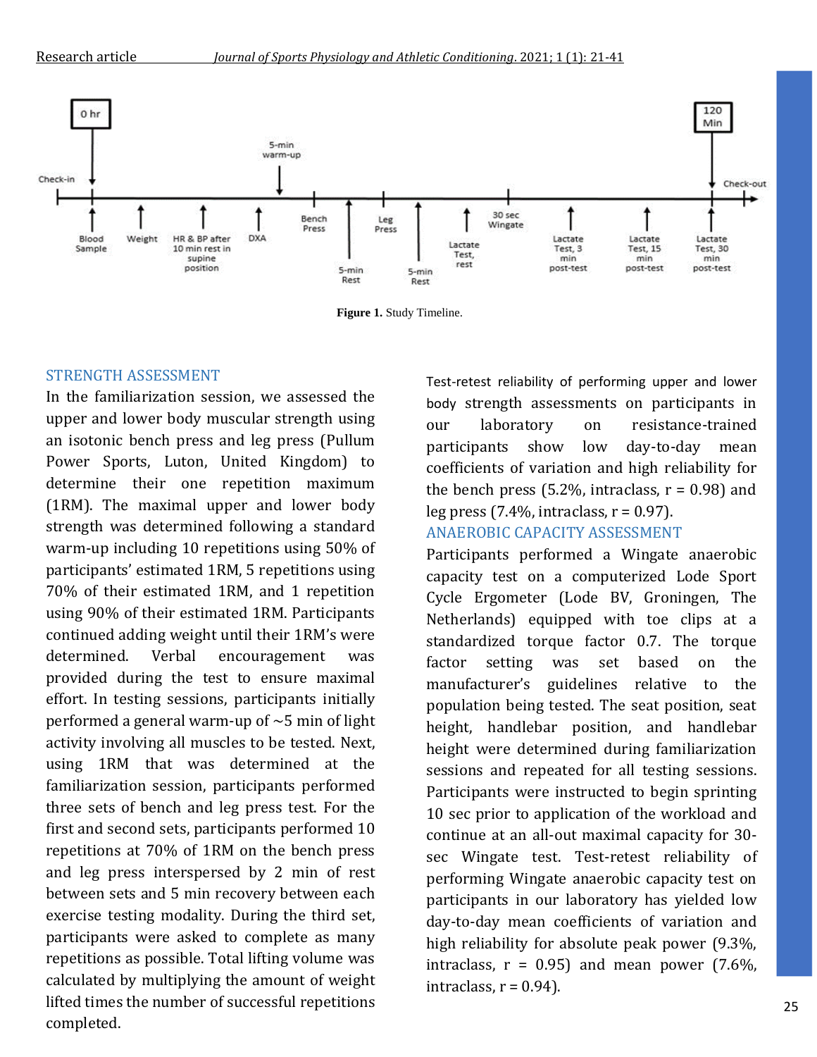Figure 1. Study Timeline.

### STRENGTH ASSESSMENT

In the familiarization session, we assessed the upper and lower body muscular strength using an isotonic bench press and leg press (Pullum Power Sports, Luton, United Kingdom) to determine their one repetition maximum (1RM). The maximal upper and lower body strength was determined following a standard warm-up including 10 repetitions using 50% of participants' estimated 1RM, 5 repetitions using 70% of their estimated 1RM, and 1 repetition using 90% of their estimated 1RM. Participants continued adding weight until their 1RM's were determined. Verbal encouragement was provided during the test to ensure maximal effort. In testing sessions, participants initially performed a general warm-up of ~5 min of light activity involving all muscles to be tested. Next, using 1RM that was determined at the familiarization session, participants performed three sets of bench and leg press test. For the first and second sets, participants performed 10 repetitions at 70% of 1RM on the bench press and leg press interspersed by 2 min of rest between sets and 5 min recovery between each exercise testing modality. During the third set, participants were asked to complete as many repetitions as possible. Total lifting volume was calculated by multiplying the amount of weight lifted times the number of successful repetitions completed.

Test-retest reliability of performing upper and lower body strength assessments on participants in our laboratory on resistance-trained participants show low day-to-day mean coefficients of variation and high reliability for the bench press (5.2%, intraclass, r = 0.98) and leg press (7.4%, intraclass, r = 0.97).

### ANAEROBIC CAPACITY ASSESSMENT

Participants performed a Wingate anaerobic capacity test on a computerized Lode Sport Cycle Ergometer (Lode BV, Groningen, The Netherlands) equipped with toe clips at a standardized torque factor 0.7. The torque factor setting was set based on the manufacturer's guidelines relative to the population being tested. The seat position, seat height, handlebar position, and handlebar height were determined during familiarization sessions and repeated for all testing sessions. Participants were instructed to begin sprinting 10 sec prior to application of the workload and continue at an all-out maximal capacity for 30-sec Wingate test. Test-retest reliability of performing Wingate anaerobic capacity test on participants in our laboratory has yielded low day-to-day mean coefficients of variation and high reliability for absolute peak power (9.3%, intraclass, r = 0.95) and mean power (7.6%, intraclass, r = 0.94).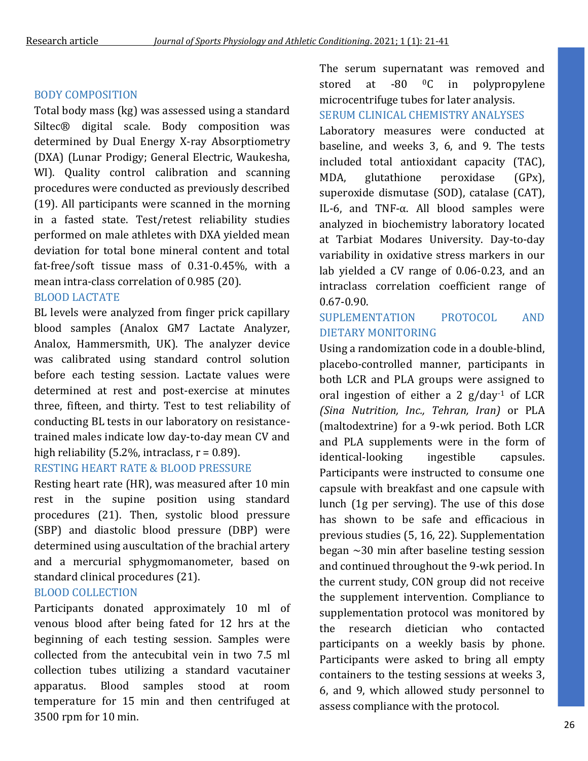## BODY COMPOSITION

Total body mass (kg) was assessed using a standard Siltec® digital scale. Body composition was determined by Dual Energy X-ray Absorptiometry (DXA) (Lunar Prodigy; General Electric, Waukesha, WI). Quality control calibration and scanning procedures were conducted as previously described (19). All participants were scanned in the morning in a fasted state. Test/retest reliability studies performed on male athletes with DXA yielded mean deviation for total bone mineral content and total fat-free/soft tissue mass of 0.31-0.45%, with a mean intra-class correlation of 0.985 (20).

## BLOOD LACTATE

BL levels were analyzed from finger prick capillary blood samples (Analox GM7 Lactate Analyzer, Analox, Hammersmith, UK). The analyzer device was calibrated using standard control solution before each testing session. Lactate values were determined at rest and post-exercise at minutes three, fifteen, and thirty. Test to test reliability of conducting BL tests in our laboratory on resistance-trained males indicate low day-to-day mean CV and high reliability (5.2%, intraclass, r = 0.89).

## RESTING HEART RATE & BLOOD PRESSURE

Resting heart rate (HR), was measured after 10 min rest in the supine position using standard procedures (21). Then, systolic blood pressure (SBP) and diastolic blood pressure (DBP) were determined using auscultation of the brachial artery and a mercurial sphygmomanometer, based on standard clinical procedures (21).

## BLOOD COLLECTION

Participants donated approximately 10 ml of venous blood after being fated for 12 hrs at the beginning of each testing session. Samples were collected from the antecubital vein in two 7.5 ml collection tubes utilizing a standard vacutainer apparatus. Blood samples stood at room temperature for 15 min and then centrifuged at 3500 rpm for 10 min. The serum supernatant was removed and stored at -80 $^0$C in polypropylene microcentrifuge tubes for later analysis.

## SERUM CLINICAL CHEMISTRY ANALYSES

Laboratory measures were conducted at baseline, and weeks 3, 6, and 9. The tests included total antioxidant capacity (TAC), MDA, glutathione peroxidase (GPx), superoxide dismutase (SOD), catalase (CAT), IL-6, and TNF-α. All blood samples were analyzed in biochemistry laboratory located at Tarbiat Modares University. Day-to-day variability in oxidative stress markers in our lab yielded a CV range of 0.06-0.23, and an intraclass correlation coefficient range of 0.67-0.90.

## SUPLEMENTATION PROTOCOL AND DIETARY MONITORING

Using a randomization code in a double-blind, placebo-controlled manner, participants in both LCR and PLA groups were assigned to oral ingestion of either a 2 g/day$^{-1}$ of LCR *(Sina Nutrition, Inc., Tehran, Iran)* or PLA (maltodextrine) for a 9-wk period. Both LCR and PLA supplements were in the form of identical-looking ingestible capsules. Participants were instructed to consume one capsule with breakfast and one capsule with lunch (1g per serving). The use of this dose has shown to be safe and efficacious in previous studies (5, 16, 22). Supplementation began ~30 min after baseline testing session and continued throughout the 9-wk period. In the current study, CON group did not receive the supplement intervention. Compliance to supplementation protocol was monitored by the research dietician who contacted participants on a weekly basis by phone. Participants were asked to bring all empty containers to the testing sessions at weeks 3, 6, and 9, which allowed study personnel to assess compliance with the protocol.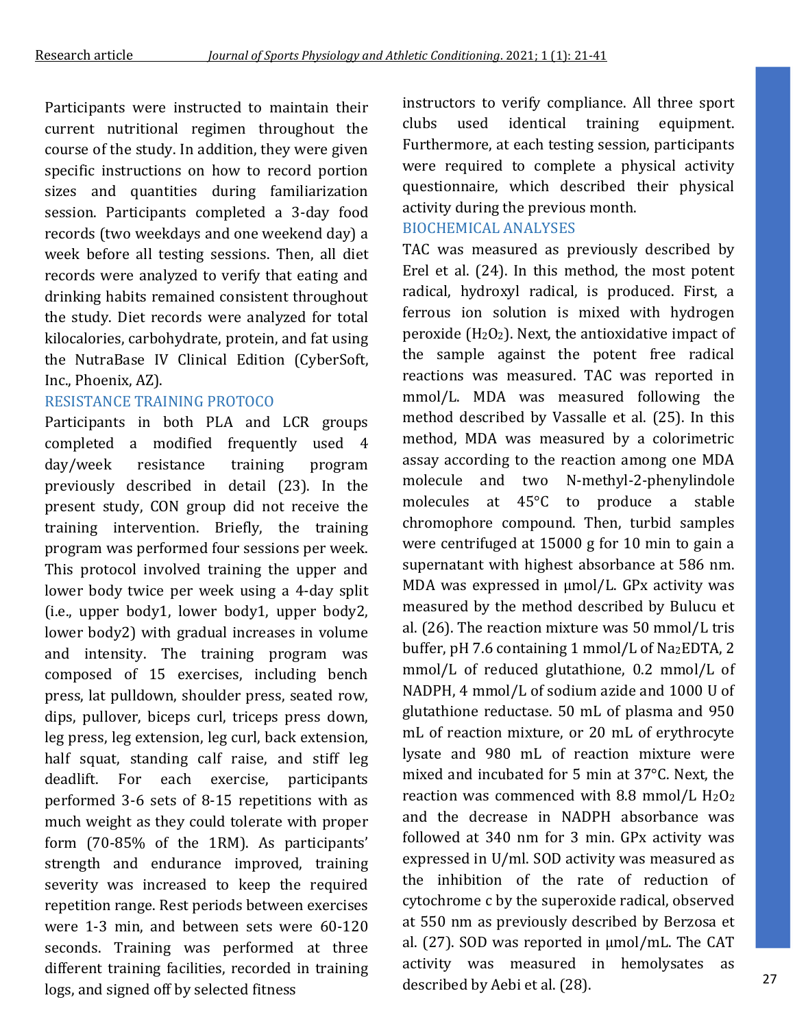Participants were instructed to maintain their current nutritional regimen throughout the course of the study. In addition, they were given specific instructions on how to record portion sizes and quantities during familiarization session. Participants completed a 3-day food records (two weekdays and one weekend day) a week before all testing sessions. Then, all diet records were analyzed to verify that eating and drinking habits remained consistent throughout the study. Diet records were analyzed for total kilocalories, carbohydrate, protein, and fat using the NutraBase IV Clinical Edition (CyberSoft, Inc., Phoenix, AZ).

## RESISTANCE TRAINING PROTOCO

Participants in both PLA and LCR groups completed a modified frequently used 4 day/week resistance training program previously described in detail (23). In the present study, CON group did not receive the training intervention. Briefly, the training program was performed four sessions per week. This protocol involved training the upper and lower body twice per week using a 4-day split (i.e., upper body1, lower body1, upper body2, lower body2) with gradual increases in volume and intensity. The training program was composed of 15 exercises, including bench press, lat pulldown, shoulder press, seated row, dips, pullover, biceps curl, triceps press down, leg press, leg extension, leg curl, back extension, half squat, standing calf raise, and stiff leg deadlift. For each exercise, participants performed 3-6 sets of 8-15 repetitions with as much weight as they could tolerate with proper form (70-85% of the 1RM). As participants' strength and endurance improved, training severity was increased to keep the required repetition range. Rest periods between exercises were 1-3 min, and between sets were 60-120 seconds. Training was performed at three different training facilities, recorded in training logs, and signed off by selected fitness instructors to verify compliance. All three sport clubs used identical training equipment. Furthermore, at each testing session, participants were required to complete a physical activity questionnaire, which described their physical activity during the previous month.

## BIOCHEMICAL ANALYSES

TAC was measured as previously described by Erel et al. (24). In this method, the most potent radical, hydroxyl radical, is produced. First, a ferrous ion solution is mixed with hydrogen peroxide ($H_2O_2$). Next, the antioxidative impact of the sample against the potent free radical reactions was measured. TAC was reported in mmol/L. MDA was measured following the method described by Vassalle et al. (25). In this method, MDA was measured by a colorimetric assay according to the reaction among one MDA molecule and two N-methyl-2-phenylindole molecules at 45°C to produce a stable chromophore compound. Then, turbid samples were centrifuged at 15000 g for 10 min to gain a supernatant with highest absorbance at 586 nm. MDA was expressed in µmol/L. GPx activity was measured by the method described by Bulucu et al. (26). The reaction mixture was 50 mmol/L tris buffer, pH 7.6 containing 1 mmol/L of $Na_2EDTA$, 2 mmol/L of reduced glutathione, 0.2 mmol/L of NADPH, 4 mmol/L of sodium azide and 1000 U of glutathione reductase. 50 mL of plasma and 950 mL of reaction mixture, or 20 mL of erythrocyte lysate and 980 mL of reaction mixture were mixed and incubated for 5 min at 37°C. Next, the reaction was commenced with 8.8 mmol/L $H_2O_2$ and the decrease in NADPH absorbance was followed at 340 nm for 3 min. GPx activity was expressed in U/ml. SOD activity was measured as the inhibition of the rate of reduction of cytochrome c by the superoxide radical, observed at 550 nm as previously described by Berzosa et al. (27). SOD was reported in µmol/mL. The CAT activity was measured in hemolysates as described by Aebi et al. (28).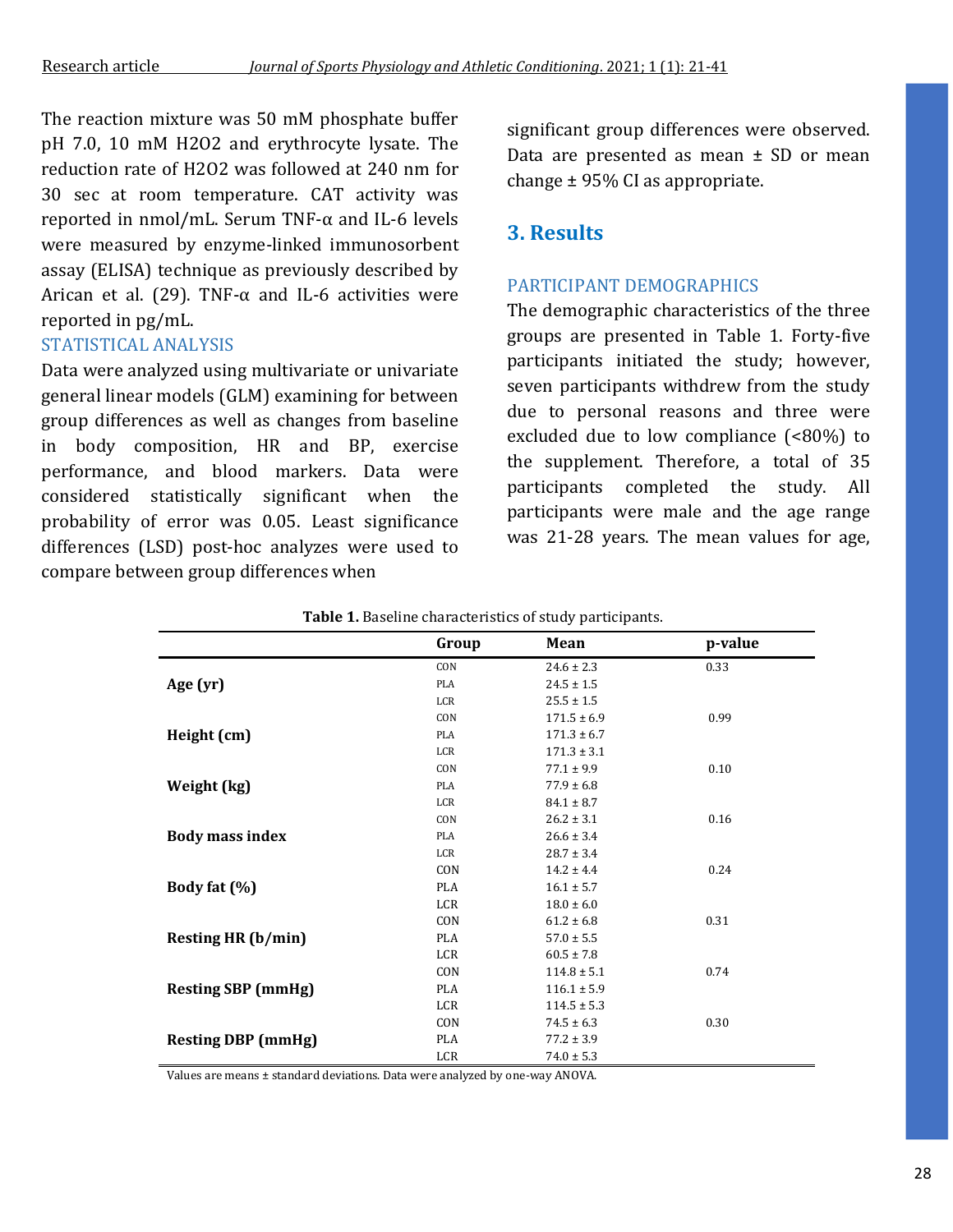The reaction mixture was 50 mM phosphate buffer pH 7.0, 10 mM $H_2O_2$ and erythrocyte lysate. The reduction rate of $H_2O_2$ was followed at 240 nm for 30 sec at room temperature. CAT activity was reported in nmol/mL. Serum TNF-α and IL-6 levels were measured by enzyme-linked immunosorbent assay (ELISA) technique as previously described by Arican et al. (29). TNF-α and IL-6 activities were reported in pg/mL.

### STATISTICAL ANALYSIS

Data were analyzed using multivariate or univariate general linear models (GLM) examining for between group differences as well as changes from baseline in body composition, HR and BP, exercise performance, and blood markers. Data were considered statistically significant when the probability of error was 0.05. Least significance differences (LSD) post-hoc analyzes were used to compare between group differences when significant group differences were observed. Data are presented as mean ± SD or mean change ± 95% CI as appropriate.

## 3. Results

### PARTICIPANT DEMOGRAPHICS

The demographic characteristics of the three groups are presented in Table 1. Forty-five participants initiated the study; however, seven participants withdrew from the study due to personal reasons and three were excluded due to low compliance (<80%) to the supplement. Therefore, a total of 35 participants completed the study. All participants were male and the age range was 21-28 years. The mean values for age,

**Table 1.** Baseline characteristics of study participants.

| | Group | Mean | p-value |
|---|---|---|---|
| **Age (yr)** | CON | 24.6 ± 2.3 | 0.33 |
| | PLA | 24.5 ± 1.5 | |
| | LCR | 25.5 ± 1.5 | |
| **Height (cm)** | CON | 171.5 ± 6.9 | 0.99 |
| | PLA | 171.3 ± 6.7 | |
| | LCR | 171.3 ± 3.1 | |
| **Weight (kg)** | CON | 77.1 ± 9.9 | 0.10 |
| | PLA | 77.9 ± 6.8 | |
| | LCR | 84.1 ± 8.7 | |
| **Body mass index** | CON | 26.2 ± 3.1 | 0.16 |
| | PLA | 26.6 ± 3.4 | |
| | LCR | 28.7 ± 3.4 | |
| **Body fat (%)** | CON | 14.2 ± 4.4 | 0.24 |
| | PLA | 16.1 ± 5.7 | |
| | LCR | 18.0 ± 6.0 | |
| **Resting HR (b/min)** | CON | 61.2 ± 6.8 | 0.31 |
| | PLA | 57.0 ± 5.5 | |
| | LCR | 60.5 ± 7.8 | |
| **Resting SBP (mmHg)** | CON | 114.8 ± 5.1 | 0.74 |
| | PLA | 116.1 ± 5.9 | |
| | LCR | 114.5 ± 5.3 | |
| **Resting DBP (mmHg)** | CON | 74.5 ± 6.3 | 0.30 |
| | PLA | 77.2 ± 3.9 | |
| | LCR | 74.0 ± 5.3 | |

Values are means ± standard deviations. Data were analyzed by one-way ANOVA.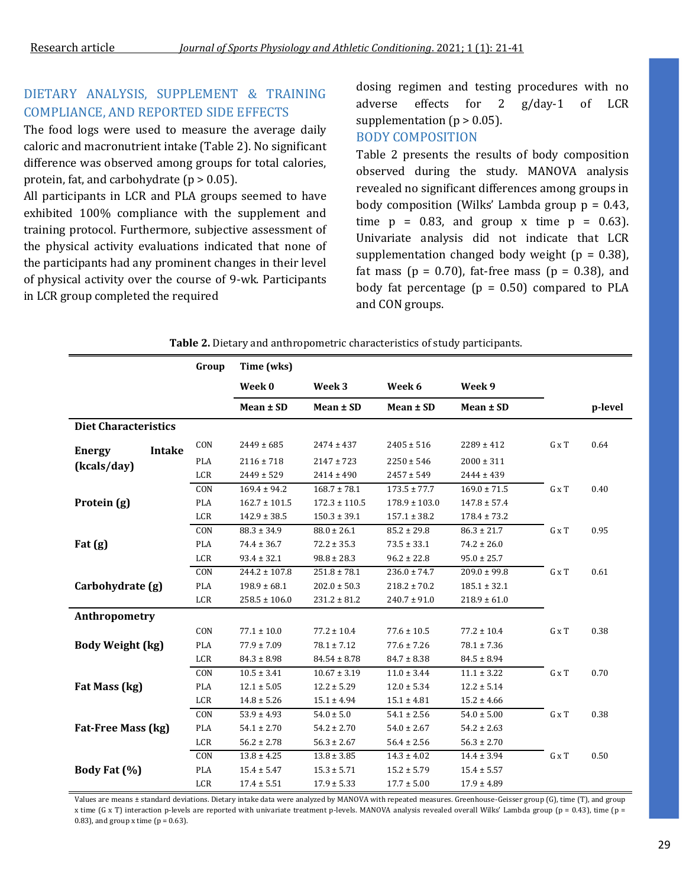## DIETARY ANALYSIS, SUPPLEMENT & TRAINING COMPLIANCE, AND REPORTED SIDE EFFECTS

The food logs were used to measure the average daily caloric and macronutrient intake (Table 2). No significant difference was observed among groups for total calories, protein, fat, and carbohydrate ($p > 0.05$).

All participants in LCR and PLA groups seemed to have exhibited 100% compliance with the supplement and training protocol. Furthermore, subjective assessment of the physical activity evaluations indicated that none of the participants had any prominent changes in their level of physical activity over the course of 9-wk. Participants in LCR group completed the required dosing regimen and testing procedures with no adverse effects for 2 g/day-1 of LCR supplementation ($p > 0.05$).

## BODY COMPOSITION

Table 2 presents the results of body composition observed during the study. MANOVA analysis revealed no significant differences among groups in body composition (Wilks' Lambda group p = 0.43, time p = 0.83, and group x time p = 0.63). Univariate analysis did not indicate that LCR supplementation changed body weight (p = 0.38), fat mass (p = 0.70), fat-free mass (p = 0.38), and body fat percentage (p = 0.50) compared to PLA and CON groups.

**Table 2.** Dietary and anthropometric characteristics of study participants.

| | Group | Time (wks) | | | | | |
|---|---|---|---|---|---|---|---|
| | | Week 0 | Week 3 | Week 6 | Week 9 | | |
| | | Mean ± SD | Mean ± SD | Mean ± SD | Mean ± SD | | p-level |
| **Diet Characteristics** | | | | | | | |
| **Energy Intake (kcals/day)** | CON | 2449 ± 685 | 2474 ± 437 | 2405 ± 516 | 2289 ± 412 | G x T | 0.64 |
| | PLA | 2116 ± 718 | 2147 ± 723 | 2250 ± 546 | 2000 ± 311 | | |
| | LCR | 2449 ± 529 | 2414 ± 490 | 2457 ± 549 | 2444 ± 439 | | |
| **Protein (g)** | CON | 169.4 ± 94.2 | 168.7 ± 78.1 | 173.5 ± 77.7 | 169.0 ± 71.5 | G x T | 0.40 |
| | PLA | 162.7 ± 101.5 | 172.3 ± 110.5 | 178.9 ± 103.0 | 147.8 ± 57.4 | | |
| | LCR | 142.9 ± 38.5 | 150.3 ± 39.1 | 157.1 ± 38.2 | 178.4 ± 73.2 | | |
| **Fat (g)** | CON | 88.3 ± 34.9 | 88.0 ± 26.1 | 85.2 ± 29.8 | 86.3 ± 21.7 | G x T | 0.95 |
| | PLA | 74.4 ± 36.7 | 72.2 ± 35.3 | 73.5 ± 33.1 | 74.2 ± 26.0 | | |
| | LCR | 93.4 ± 32.1 | 98.8 ± 28.3 | 96.2 ± 22.8 | 95.0 ± 25.7 | | |
| **Carbohydrate (g)** | CON | 244.2 ± 107.8 | 251.8 ± 78.1 | 236.0 ± 74.7 | 209.0 ± 99.8 | G x T | 0.61 |
| | PLA | 198.9 ± 68.1 | 202.0 ± 50.3 | 218.2 ± 70.2 | 185.1 ± 32.1 | | |
| | LCR | 258.5 ± 106.0 | 231.2 ± 81.2 | 240.7 ± 91.0 | 218.9 ± 61.0 | | |
| **Anthropometry** | | | | | | | |
| **Body Weight (kg)** | CON | 77.1 ± 10.0 | 77.2 ± 10.4 | 77.6 ± 10.5 | 77.2 ± 10.4 | G x T | 0.38 |
| | PLA | 77.9 ± 7.09 | 78.1 ± 7.12 | 77.6 ± 7.26 | 78.1 ± 7.36 | | |
| | LCR | 84.3 ± 8.98 | 84.54 ± 8.78 | 84.7 ± 8.38 | 84.5 ± 8.94 | | |
| **Fat Mass (kg)** | CON | 10.5 ± 3.41 | 10.67 ± 3.19 | 11.0 ± 3.44 | 11.1 ± 3.22 | G x T | 0.70 |
| | PLA | 12.1 ± 5.05 | 12.2 ± 5.29 | 12.0 ± 5.34 | 12.2 ± 5.14 | | |
| | LCR | 14.8 ± 5.26 | 15.1 ± 4.94 | 15.1 ± 4.81 | 15.2 ± 4.66 | | |
| **Fat-Free Mass (kg)** | CON | 53.9 ± 4.93 | 54.0 ± 5.0 | 54.1 ± 2.56 | 54.0 ± 5.00 | G x T | 0.38 |
| | PLA | 54.1 ± 2.70 | 54.2 ± 2.70 | 54.0 ± 2.67 | 54.2 ± 2.63 | | |
| | LCR | 56.2 ± 2.78 | 56.3 ± 2.67 | 56.4 ± 2.56 | 56.3 ± 2.70 | | |
| **Body Fat (%)** | CON | 13.8 ± 4.25 | 13.8 ± 3.85 | 14.3 ± 4.02 | 14.4 ± 3.94 | G x T | 0.50 |
| | PLA | 15.4 ± 5.47 | 15.3 ± 5.71 | 15.2 ± 5.79 | 15.4 ± 5.57 | | |
| | LCR | 17.4 ± 5.51 | 17.9 ± 5.33 | 17.7 ± 5.00 | 17.9 ± 4.89 | | |

Values are means ± standard deviations. Dietary intake data were analyzed by MANOVA with repeated measures. Greenhouse-Geisser group (G), time (T), and group x time (G x T) interaction p-levels are reported with univariate treatment p-levels. MANOVA analysis revealed overall Wilks' Lambda group (p = 0.43), time (p = 0.83), and group x time (p = 0.63).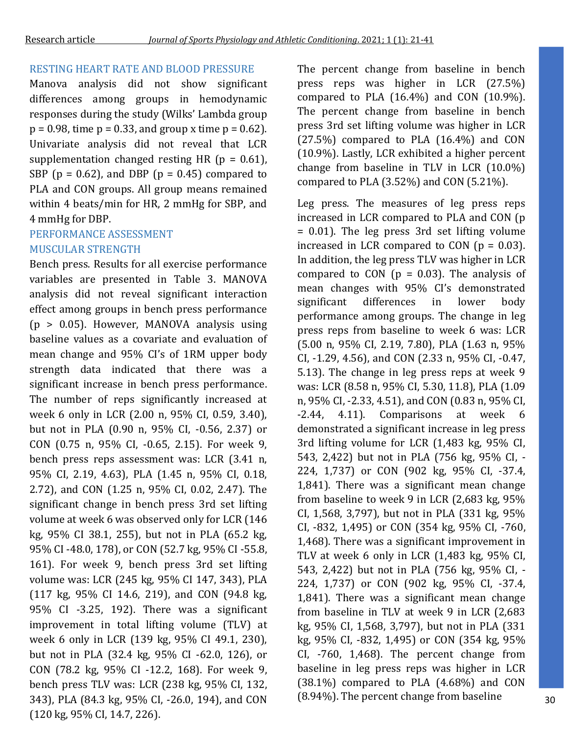## RESTING HEART RATE AND BLOOD PRESSURE

Manova analysis did not show significant differences among groups in hemodynamic responses during the study (Wilks' Lambda group $p = 0.98$, time $p = 0.33$, and group x time $p = 0.62$). Univariate analysis did not reveal that LCR supplementation changed resting HR ($p = 0.61$), SBP ($p = 0.62$), and DBP ($p = 0.45$) compared to PLA and CON groups. All group means remained within 4 beats/min for HR, 2 mmHg for SBP, and 4 mmHg for DBP.

## PERFORMANCE ASSESSMENT

## MUSCULAR STRENGTH

Bench press. Results for all exercise performance variables are presented in Table 3. MANOVA analysis did not reveal significant interaction effect among groups in bench press performance ($p > 0.05$). However, MANOVA analysis using baseline values as a covariate and evaluation of mean change and 95% CI's of 1RM upper body strength data indicated that there was a significant increase in bench press performance. The number of reps significantly increased at week 6 only in LCR (2.00 n, 95% CI, 0.59, 3.40), but not in PLA (0.90 n, 95% CI, -0.56, 2.37) or CON (0.75 n, 95% CI, -0.65, 2.15). For week 9, bench press reps assessment was: LCR (3.41 n, 95% CI, 2.19, 4.63), PLA (1.45 n, 95% CI, 0.18, 2.72), and CON (1.25 n, 95% CI, 0.02, 2.47). The significant change in bench press 3rd set lifting volume at week 6 was observed only for LCR (146 kg, 95% CI 38.1, 255), but not in PLA (65.2 kg, 95% CI -48.0, 178), or CON (52.7 kg, 95% CI -55.8, 161). For week 9, bench press 3rd set lifting volume was: LCR (245 kg, 95% CI 147, 343), PLA (117 kg, 95% CI 14.6, 219), and CON (94.8 kg, 95% CI -3.25, 192). There was a significant improvement in total lifting volume (TLV) at week 6 only in LCR (139 kg, 95% CI 49.1, 230), but not in PLA (32.4 kg, 95% CI -62.0, 126), or CON (78.2 kg, 95% CI -12.2, 168). For week 9, bench press TLV was: LCR (238 kg, 95% CI, 132, 343), PLA (84.3 kg, 95% CI, -26.0, 194), and CON (120 kg, 95% CI, 14.7, 226).

The percent change from baseline in bench press reps was higher in LCR (27.5%) compared to PLA (16.4%) and CON (10.9%). The percent change from baseline in bench press 3rd set lifting volume was higher in LCR (27.5%) compared to PLA (16.4%) and CON (10.9%). Lastly, LCR exhibited a higher percent change from baseline in TLV in LCR (10.0%) compared to PLA (3.52%) and CON (5.21%).

Leg press. The measures of leg press reps increased in LCR compared to PLA and CON ($p = 0.01$). The leg press 3rd set lifting volume increased in LCR compared to CON ($p = 0.03$). In addition, the leg press TLV was higher in LCR compared to CON ($p = 0.03$). The analysis of mean changes with 95% CI's demonstrated significant differences in lower body performance among groups. The change in leg press reps from baseline to week 6 was: LCR (5.00 n, 95% CI, 2.19, 7.80), PLA (1.63 n, 95% CI, -1.29, 4.56), and CON (2.33 n, 95% CI, -0.47, 5.13). The change in leg press reps at week 9 was: LCR (8.58 n, 95% CI, 5.30, 11.8), PLA (1.09 n, 95% CI, -2.33, 4.51), and CON (0.83 n, 95% CI, -2.44, 4.11). Comparisons at week 6 demonstrated a significant increase in leg press 3rd lifting volume for LCR (1,483 kg, 95% CI, 543, 2,422) but not in PLA (756 kg, 95% CI, -224, 1,737) or CON (902 kg, 95% CI, -37.4, 1,841). There was a significant mean change from baseline to week 9 in LCR (2,683 kg, 95% CI, 1,568, 3,797), but not in PLA (331 kg, 95% CI, -832, 1,495) or CON (354 kg, 95% CI, -760, 1,468). There was a significant improvement in TLV at week 6 only in LCR (1,483 kg, 95% CI, 543, 2,422) but not in PLA (756 kg, 95% CI, -224, 1,737) or CON (902 kg, 95% CI, -37.4, 1,841). There was a significant mean change from baseline in TLV at week 9 in LCR (2,683 kg, 95% CI, 1,568, 3,797), but not in PLA (331 kg, 95% CI, -832, 1,495) or CON (354 kg, 95% CI, -760, 1,468). The percent change from baseline in leg press reps was higher in LCR (38.1%) compared to PLA (4.68%) and CON (8.94%). The percent change from baseline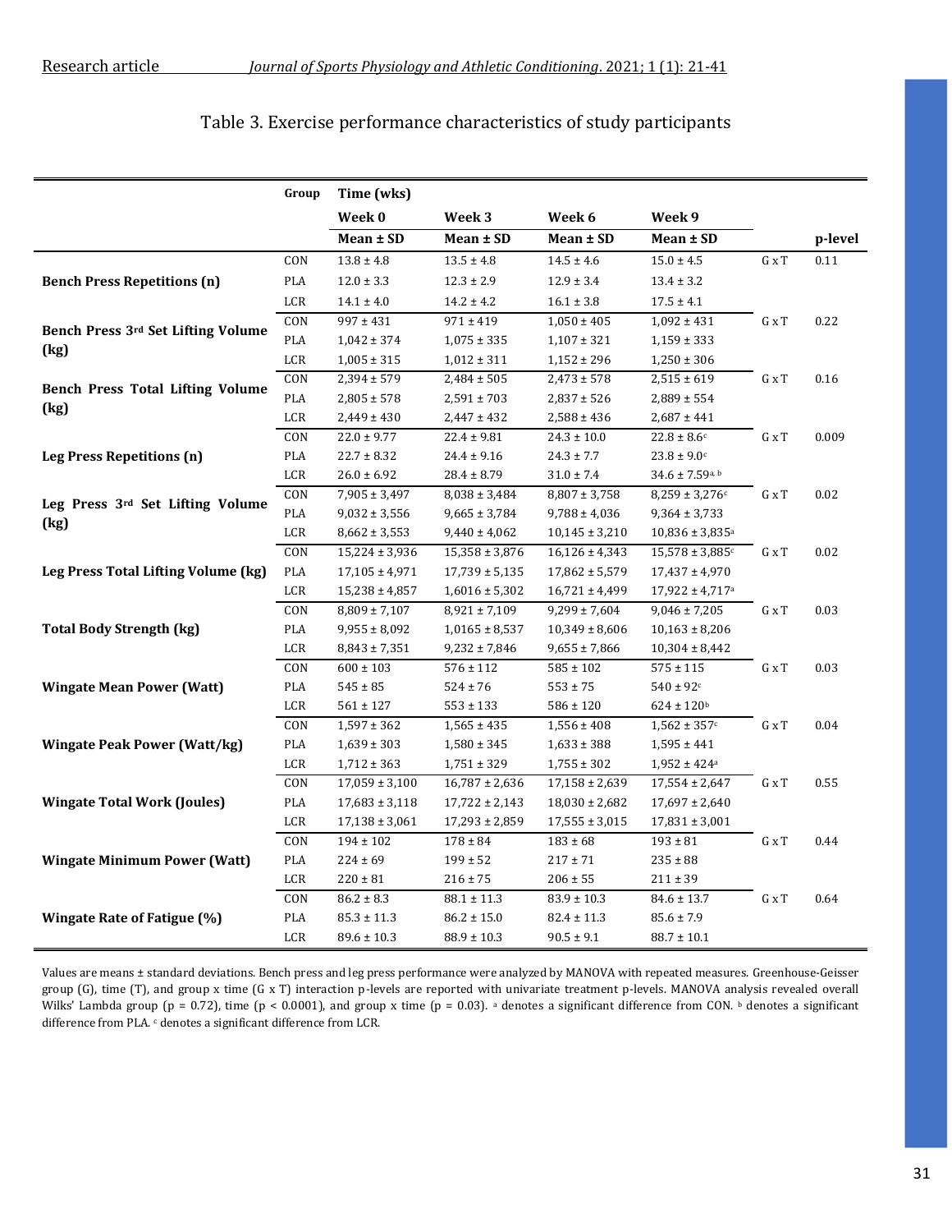Table 3. Exercise performance characteristics of study participants

| | Group | Time (wks) Week 0 Mean ± SD | Week 3 Mean ± SD | Week 6 Mean ± SD | Week 9 Mean ± SD | | p-level |
|---|---|---|---|---|---|---|---|
| Bench Press Repetitions (n) | CON | 13.8 ± 4.8 | 13.5 ± 4.8 | 14.5 ± 4.6 | 15.0 ± 4.5 | G x T | 0.11 |
| | PLA | 12.0 ± 3.3 | 12.3 ± 2.9 | 12.9 ± 3.4 | 13.4 ± 3.2 | | |
| | LCR | 14.1 ± 4.0 | 14.2 ± 4.2 | 16.1 ± 3.8 | 17.5 ± 4.1 | | |
| Bench Press 3rd Set Lifting Volume (kg) | CON | 997 ± 431 | 971 ± 419 | 1,050 ± 405 | 1,092 ± 431 | G x T | 0.22 |
| | PLA | 1,042 ± 374 | 1,075 ± 335 | 1,107 ± 321 | 1,159 ± 333 | | |
| | LCR | 1,005 ± 315 | 1,012 ± 311 | 1,152 ± 296 | 1,250 ± 306 | | |
| Bench Press Total Lifting Volume (kg) | CON | 2,394 ± 579 | 2,484 ± 505 | 2,473 ± 578 | 2,515 ± 619 | G x T | 0.16 |
| | PLA | 2,805 ± 578 | 2,591 ± 703 | 2,837 ± 526 | 2,889 ± 554 | | |
| | LCR | 2,449 ± 430 | 2,447 ± 432 | 2,588 ± 436 | 2,687 ± 441 | | |
| Leg Press Repetitions (n) | CON | 22.0 ± 9.77 | 22.4 ± 9.81 | 24.3 ± 10.0 | 22.8 ± 8.6[c] | G x T | 0.009 |
| | PLA | 22.7 ± 8.32 | 24.4 ± 9.16 | 24.3 ± 7.7 | 23.8 ± 9.0[c] | | |
| | LCR | 26.0 ± 6.92 | 28.4 ± 8.79 | 31.0 ± 7.4 | 34.6 ± 7.59[a, b] | | |
| Leg Press 3rd Set Lifting Volume (kg) | CON | 7,905 ± 3,497 | 8,038 ± 3,484 | 8,807 ± 3,758 | 8,259 ± 3,276[c] | G x T | 0.02 |
| | PLA | 9,032 ± 3,556 | 9,665 ± 3,784 | 9,788 ± 4,036 | 9,364 ± 3,733 | | |
| | LCR | 8,662 ± 3,553 | 9,440 ± 4,062 | 10,145 ± 3,210 | 10,836 ± 3,835[a] | | |
| Leg Press Total Lifting Volume (kg) | CON | 15,224 ± 3,936 | 15,358 ± 3,876 | 16,126 ± 4,343 | 15,578 ± 3,885[c] | G x T | 0.02 |
| | PLA | 17,105 ± 4,971 | 17,739 ± 5,135 | 17,862 ± 5,579 | 17,437 ± 4,970 | | |
| | LCR | 15,238 ± 4,857 | 1,6016 ± 5,302 | 16,721 ± 4,499 | 17,922 ± 4,717[a] | | |
| Total Body Strength (kg) | CON | 8,809 ± 7,107 | 8,921 ± 7,109 | 9,299 ± 7,604 | 9,046 ± 7,205 | G x T | 0.03 |
| | PLA | 9,955 ± 8,092 | 1,0165 ± 8,537 | 10,349 ± 8,606 | 10,163 ± 8,206 | | |
| | LCR | 8,843 ± 7,351 | 9,232 ± 7,846 | 9,655 ± 7,866 | 10,304 ± 8,442 | | |
| Wingate Mean Power (Watt) | CON | 600 ± 103 | 576 ± 112 | 585 ± 102 | 575 ± 115 | G x T | 0.03 |
| | PLA | 545 ± 85 | 524 ± 76 | 553 ± 75 | 540 ± 92[c] | | |
| | LCR | 561 ± 127 | 553 ± 133 | 586 ± 120 | 624 ± 120[b] | | |
| Wingate Peak Power (Watt/kg) | CON | 1,597 ± 362 | 1,565 ± 435 | 1,556 ± 408 | 1,562 ± 357[c] | G x T | 0.04 |
| | PLA | 1,639 ± 303 | 1,580 ± 345 | 1,633 ± 388 | 1,595 ± 441 | | |
| | LCR | 1,712 ± 363 | 1,751 ± 329 | 1,755 ± 302 | 1,952 ± 424[a] | | |
| Wingate Total Work (Joules) | CON | 17,059 ± 3,100 | 16,787 ± 2,636 | 17,158 ± 2,639 | 17,554 ± 2,647 | G x T | 0.55 |
| | PLA | 17,683 ± 3,118 | 17,722 ± 2,143 | 18,030 ± 2,682 | 17,697 ± 2,640 | | |
| | LCR | 17,138 ± 3,061 | 17,293 ± 2,859 | 17,555 ± 3,015 | 17,831 ± 3,001 | | |
| Wingate Minimum Power (Watt) | CON | 194 ± 102 | 178 ± 84 | 183 ± 68 | 193 ± 81 | G x T | 0.44 |
| | PLA | 224 ± 69 | 199 ± 52 | 217 ± 71 | 235 ± 88 | | |
| | LCR | 220 ± 81 | 216 ± 75 | 206 ± 55 | 211 ± 39 | | |
| Wingate Rate of Fatigue (%) | CON | 86.2 ± 8.3 | 88.1 ± 11.3 | 83.9 ± 10.3 | 84.6 ± 13.7 | G x T | 0.64 |
| | PLA | 85.3 ± 11.3 | 86.2 ± 15.0 | 82.4 ± 11.3 | 85.6 ± 7.9 | | |
| | LCR | 89.6 ± 10.3 | 88.9 ± 10.3 | 90.5 ± 9.1 | 88.7 ± 10.1 | | |

Values are means ± standard deviations. Bench press and leg press performance were analyzed by MANOVA with repeated measures. Greenhouse-Geisser group (G), time (T), and group x time (G x T) interaction p-levels are reported with univariate treatment p-levels. MANOVA analysis revealed overall Wilks' Lambda group ($p = 0.72$), time ($p < 0.0001$), and group x time ($p = 0.03$). [a] denotes a significant difference from CON. [b] denotes a significant difference from PLA. [c] denotes a significant difference from LCR.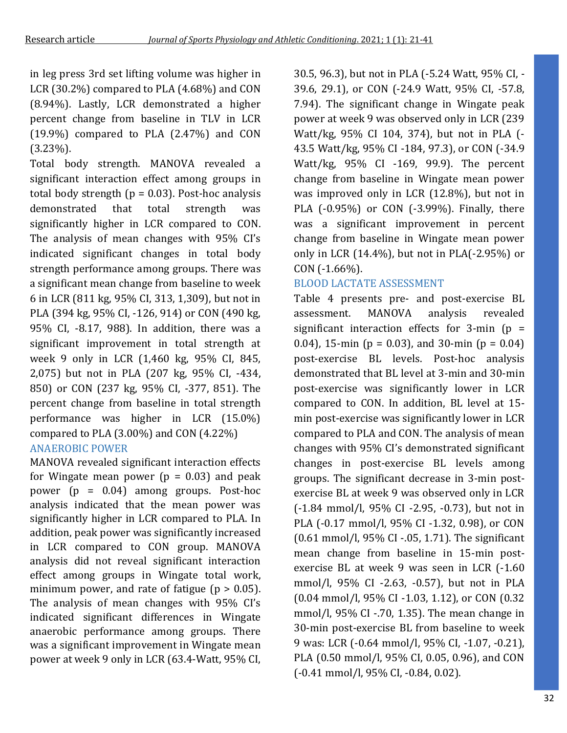in leg press 3rd set lifting volume was higher in LCR (30.2%) compared to PLA (4.68%) and CON (8.94%). Lastly, LCR demonstrated a higher percent change from baseline in TLV in LCR (19.9%) compared to PLA (2.47%) and CON (3.23%).

Total body strength. MANOVA revealed a significant interaction effect among groups in total body strength ($p = 0.03$). Post-hoc analysis demonstrated that total strength was significantly higher in LCR compared to CON. The analysis of mean changes with 95% CI's indicated significant changes in total body strength performance among groups. There was a significant mean change from baseline to week 6 in LCR (811 kg, 95% CI, 313, 1,309), but not in PLA (394 kg, 95% CI, -126, 914) or CON (490 kg, 95% CI, -8.17, 988). In addition, there was a significant improvement in total strength at week 9 only in LCR (1,460 kg, 95% CI, 845, 2,075) but not in PLA (207 kg, 95% CI, -434, 850) or CON (237 kg, 95% CI, -377, 851). The percent change from baseline in total strength performance was higher in LCR (15.0%) compared to PLA (3.00%) and CON (4.22%)

## ANAEROBIC POWER

MANOVA revealed significant interaction effects for Wingate mean power ($p = 0.03$) and peak power ($p = 0.04$) among groups. Post-hoc analysis indicated that the mean power was significantly higher in LCR compared to PLA. In addition, peak power was significantly increased in LCR compared to CON group. MANOVA analysis did not reveal significant interaction effect among groups in Wingate total work, minimum power, and rate of fatigue ($p > 0.05$). The analysis of mean changes with 95% CI's indicated significant differences in Wingate anaerobic performance among groups. There was a significant improvement in Wingate mean power at week 9 only in LCR (63.4-Watt, 95% CI, 30.5, 96.3), but not in PLA (-5.24 Watt, 95% CI, -39.6, 29.1), or CON (-24.9 Watt, 95% CI, -57.8, 7.94). The significant change in Wingate peak power at week 9 was observed only in LCR (239 Watt/kg, 95% CI 104, 374), but not in PLA (-43.5 Watt/kg, 95% CI -184, 97.3), or CON (-34.9 Watt/kg, 95% CI -169, 99.9). The percent change from baseline in Wingate mean power was improved only in LCR (12.8%), but not in PLA (-0.95%) or CON (-3.99%). Finally, there was a significant improvement in percent change from baseline in Wingate mean power only in LCR (14.4%), but not in PLA(-2.95%) or CON (-1.66%).

## BLOOD LACTATE ASSESSMENT

Table 4 presents pre- and post-exercise BL assessment. MANOVA analysis revealed significant interaction effects for 3-min ($p = 0.04$), 15-min ($p = 0.03$), and 30-min ($p = 0.04$) post-exercise BL levels. Post-hoc analysis demonstrated that BL level at 3-min and 30-min post-exercise was significantly lower in LCR compared to CON. In addition, BL level at 15-min post-exercise was significantly lower in LCR compared to PLA and CON. The analysis of mean changes with 95% CI's demonstrated significant changes in post-exercise BL levels among groups. The significant decrease in 3-min post-exercise BL at week 9 was observed only in LCR (-1.84 mmol/l, 95% CI -2.95, -0.73), but not in PLA (-0.17 mmol/l, 95% CI -1.32, 0.98), or CON (0.61 mmol/l, 95% CI -.05, 1.71). The significant mean change from baseline in 15-min post-exercise BL at week 9 was seen in LCR (-1.60 mmol/l, 95% CI -2.63, -0.57), but not in PLA (0.04 mmol/l, 95% CI -1.03, 1.12), or CON (0.32 mmol/l, 95% CI -.70, 1.35). The mean change in 30-min post-exercise BL from baseline to week 9 was: LCR (-0.64 mmol/l, 95% CI, -1.07, -0.21), PLA (0.50 mmol/l, 95% CI, 0.05, 0.96), and CON (-0.41 mmol/l, 95% CI, -0.84, 0.02).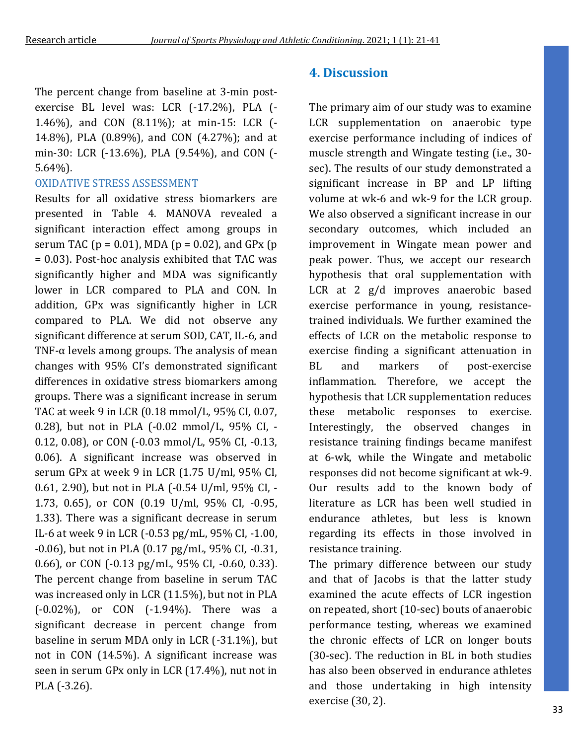The percent change from baseline at 3-min post-exercise BL level was: LCR (-17.2%), PLA (-1.46%), and CON (8.11%); at min-15: LCR (-14.8%), PLA (0.89%), and CON (4.27%); and at min-30: LCR (-13.6%), PLA (9.54%), and CON (-5.64%).

### OXIDATIVE STRESS ASSESSMENT

Results for all oxidative stress biomarkers are presented in Table 4. MANOVA revealed a significant interaction effect among groups in serum TAC ($p = 0.01$), MDA ($p = 0.02$), and GPx ($p = 0.03$). Post-hoc analysis exhibited that TAC was significantly higher and MDA was significantly lower in LCR compared to PLA and CON. In addition, GPx was significantly higher in LCR compared to PLA. We did not observe any significant difference at serum SOD, CAT, IL-6, and TNF-α levels among groups. The analysis of mean changes with 95% CI's demonstrated significant differences in oxidative stress biomarkers among groups. There was a significant increase in serum TAC at week 9 in LCR (0.18 mmol/L, 95% CI, 0.07, 0.28), but not in PLA (-0.02 mmol/L, 95% CI, -0.12, 0.08), or CON (-0.03 mmol/L, 95% CI, -0.13, 0.06). A significant increase was observed in serum GPx at week 9 in LCR (1.75 U/ml, 95% CI, 0.61, 2.90), but not in PLA (-0.54 U/ml, 95% CI, -1.73, 0.65), or CON (0.19 U/ml, 95% CI, -0.95, 1.33). There was a significant decrease in serum IL-6 at week 9 in LCR (-0.53 pg/mL, 95% CI, -1.00, -0.06), but not in PLA (0.17 pg/mL, 95% CI, -0.31, 0.66), or CON (-0.13 pg/mL, 95% CI, -0.60, 0.33). The percent change from baseline in serum TAC was increased only in LCR (11.5%), but not in PLA (-0.02%), or CON (-1.94%). There was a significant decrease in percent change from baseline in serum MDA only in LCR (-31.1%), but not in CON (14.5%). A significant increase was seen in serum GPx only in LCR (17.4%), nut not in PLA (-3.26).

## 4. Discussion

The primary aim of our study was to examine LCR supplementation on anaerobic type exercise performance including of indices of muscle strength and Wingate testing (i.e., 30-sec). The results of our study demonstrated a significant increase in BP and LP lifting volume at wk-6 and wk-9 for the LCR group. We also observed a significant increase in our secondary outcomes, which included an improvement in Wingate mean power and peak power. Thus, we accept our research hypothesis that oral supplementation with LCR at 2 g/d improves anaerobic based exercise performance in young, resistance-trained individuals. We further examined the effects of LCR on the metabolic response to exercise finding a significant attenuation in BL and markers of post-exercise inflammation. Therefore, we accept the hypothesis that LCR supplementation reduces these metabolic responses to exercise. Interestingly, the observed changes in resistance training findings became manifest at 6-wk, while the Wingate and metabolic responses did not become significant at wk-9. Our results add to the known body of literature as LCR has been well studied in endurance athletes, but less is known regarding its effects in those involved in resistance training.

The primary difference between our study and that of Jacobs is that the latter study examined the acute effects of LCR ingestion on repeated, short (10-sec) bouts of anaerobic performance testing, whereas we examined the chronic effects of LCR on longer bouts (30-sec). The reduction in BL in both studies has also been observed in endurance athletes and those undertaking in high intensity exercise (30, 2).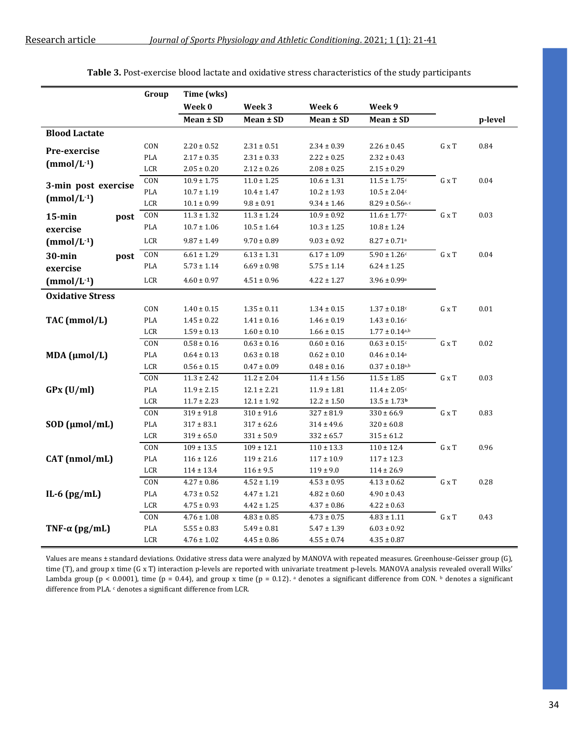**Table 3.** Post-exercise blood lactate and oxidative stress characteristics of the study participants

| | Group | Time (wks) | | | | | |
|---|---|---|---|---|---|---|---|
| | | Week 0 | Week 3 | Week 6 | Week 9 | | |
| | | Mean ± SD | Mean ± SD | Mean ± SD | Mean ± SD | | p-level |
| **Blood Lactate** | | | | | | | |
| **Pre-exercise ($mmol/L^{-1}$)** | CON | 2.20 ± 0.52 | 2.31 ± 0.51 | 2.34 ± 0.39 | 2.26 ± 0.45 | G x T | 0.84 |
| | PLA | 2.17 ± 0.35 | 2.31 ± 0.33 | 2.22 ± 0.25 | 2.32 ± 0.43 | | |
| | LCR | 2.05 ± 0.20 | 2.12 ± 0.26 | 2.08 ± 0.25 | 2.15 ± 0.29 | | |
| **3-min post exercise ($mmol/L^{-1}$)** | CON | 10.9 ± 1.75 | 11.0 ± 1.25 | 10.6 ± 1.31 | 11.5 ± 1.75[c] | G x T | 0.04 |
| | PLA | 10.7 ± 1.19 | 10.4 ± 1.47 | 10.2 ± 1.93 | 10.5 ± 2.04[c] | | |
| | LCR | 10.1 ± 0.99 | 9.8 ± 0.91 | 9.34 ± 1.46 | 8.29 ± 0.56[a, c] | | |
| **15-min post exercise ($mmol/L^{-1}$)** | CON | 11.3 ± 1.32 | 11.3 ± 1.24 | 10.9 ± 0.92 | 11.6 ± 1.77[c] | G x T | 0.03 |
| | PLA | 10.7 ± 1.06 | 10.5 ± 1.64 | 10.3 ± 1.25 | 10.8 ± 1.24 | | |
| | LCR | 9.87 ± 1.49 | 9.70 ± 0.89 | 9.03 ± 0.92 | 8.27 ± 0.71[a] | | |
| **30-min post exercise ($mmol/L^{-1}$)** | CON | 6.61 ± 1.29 | 6.13 ± 1.31 | 6.17 ± 1.09 | 5.90 ± 1.26[c] | G x T | 0.04 |
| | PLA | 5.73 ± 1.14 | 6.69 ± 0.98 | 5.75 ± 1.14 | 6.24 ± 1.25 | | |
| | LCR | 4.60 ± 0.97 | 4.51 ± 0.96 | 4.22 ± 1.27 | 3.96 ± 0.99[a] | | |
| **Oxidative Stress** | | | | | | | |
| **TAC (mmol/L)** | CON | 1.40 ± 0.15 | 1.35 ± 0.11 | 1.34 ± 0.15 | 1.37 ± 0.18[c] | G x T | 0.01 |
| | PLA | 1.45 ± 0.22 | 1.41 ± 0.16 | 1.46 ± 0.19 | 1.43 ± 0.16[c] | | |
| | LCR | 1.59 ± 0.13 | 1.60 ± 0.10 | 1.66 ± 0.15 | 1.77 ± 0.14[a,b] | | |
| **MDA (μmol/L)** | CON | 0.58 ± 0.16 | 0.63 ± 0.16 | 0.60 ± 0.16 | 0.63 ± 0.15[c] | G x T | 0.02 |
| | PLA | 0.64 ± 0.13 | 0.63 ± 0.18 | 0.62 ± 0.10 | 0.46 ± 0.14[a] | | |
| | LCR | 0.56 ± 0.15 | 0.47 ± 0.09 | 0.48 ± 0.16 | 0.37 ± 0.18[a,b] | | |
| **GPx (U/ml)** | CON | 11.3 ± 2.42 | 11.2 ± 2.04 | 11.4 ± 1.56 | 11.5 ± 1.85 | G x T | 0.03 |
| | PLA | 11.9 ± 2.15 | 12.1 ± 2.21 | 11.9 ± 1.81 | 11.4 ± 2.05[c] | | |
| | LCR | 11.7 ± 2.23 | 12.1 ± 1.92 | 12.2 ± 1.50 | 13.5 ± 1.73[b] | | |
| **SOD (μmol/mL)** | CON | 319 ± 91.8 | 310 ± 91.6 | 327 ± 81.9 | 330 ± 66.9 | G x T | 0.83 |
| | PLA | 317 ± 83.1 | 317 ± 62.6 | 314 ± 49.6 | 320 ± 60.8 | | |
| | LCR | 319 ± 65.0 | 331 ± 50.9 | 332 ± 65.7 | 315 ± 61.2 | | |
| **CAT (nmol/mL)** | CON | 109 ± 13.5 | 109 ± 12.1 | 110 ± 13.3 | 110 ± 12.4 | G x T | 0.96 |
| | PLA | 116 ± 12.6 | 119 ± 21.6 | 117 ± 10.9 | 117 ± 12.3 | | |
| | LCR | 114 ± 13.4 | 116 ± 9.5 | 119 ± 9.0 | 114 ± 26.9 | | |
| **IL-6 (pg/mL)** | CON | 4.27 ± 0.86 | 4.52 ± 1.19 | 4.53 ± 0.95 | 4.13 ± 0.62 | G x T | 0.28 |
| | PLA | 4.73 ± 0.52 | 4.47 ± 1.21 | 4.82 ± 0.60 | 4.90 ± 0.43 | | |
| | LCR | 4.75 ± 0.93 | 4.42 ± 1.25 | 4.37 ± 0.86 | 4.22 ± 0.63 | | |
| **TNF-α (pg/mL)** | CON | 4.76 ± 1.08 | 4.83 ± 0.85 | 4.73 ± 0.75 | 4.83 ± 1.11 | G x T | 0.43 |
| | PLA | 5.55 ± 0.83 | 5.49 ± 0.81 | 5.47 ± 1.39 | 6.03 ± 0.92 | | |
| | LCR | 4.76 ± 1.02 | 4.45 ± 0.86 | 4.55 ± 0.74 | 4.35 ± 0.87 | | |

Values are means ± standard deviations. Oxidative stress data were analyzed by MANOVA with repeated measures. Greenhouse-Geisser group (G), time (T), and group x time (G x T) interaction p-levels are reported with univariate treatment p-levels. MANOVA analysis revealed overall Wilks' Lambda group ($p < 0.0001$), time ($p = 0.44$), and group x time ($p = 0.12$). [a] denotes a significant difference from CON. [b] denotes a significant difference from PLA. [c] denotes a significant difference from LCR.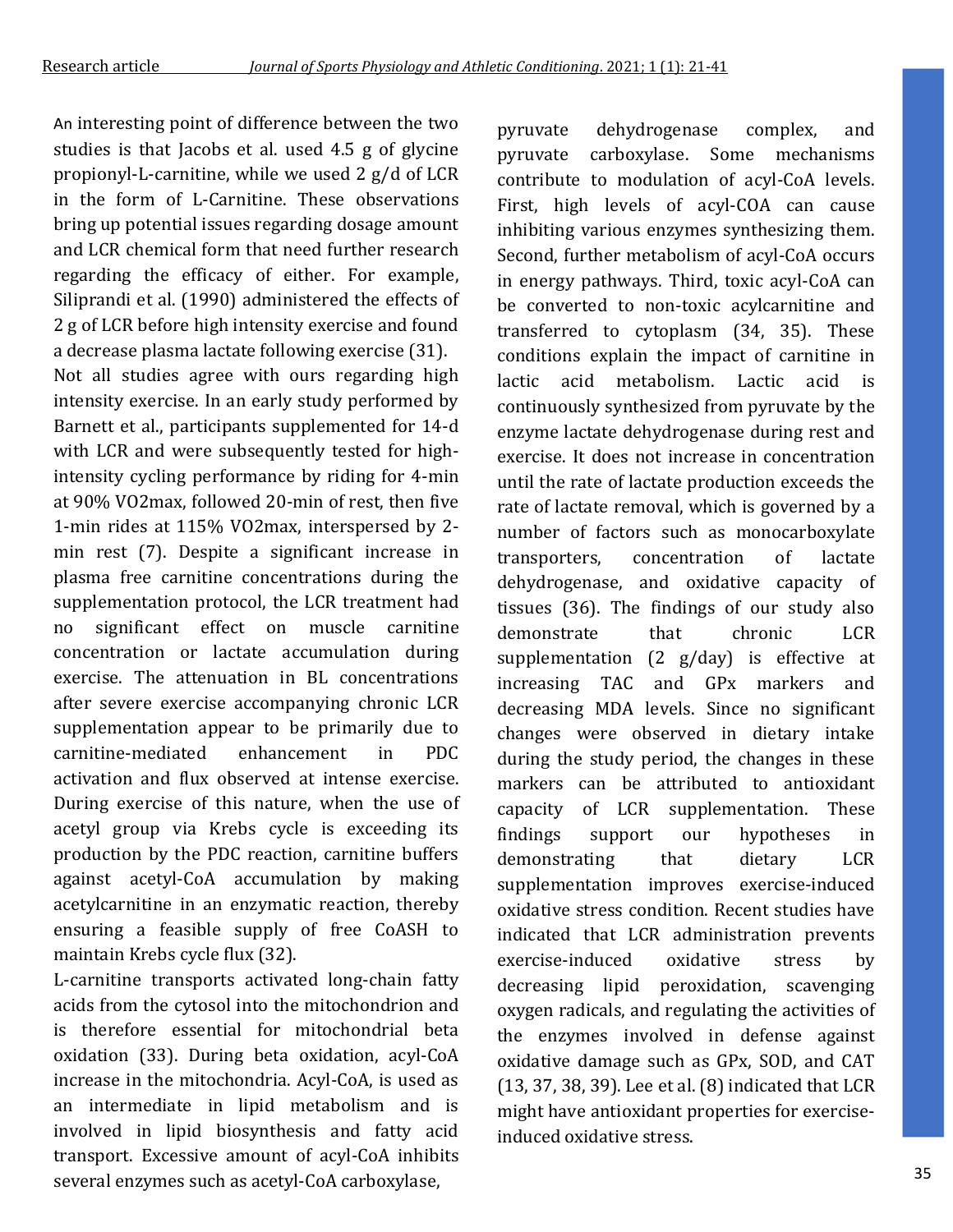An interesting point of difference between the two studies is that Jacobs et al. used 4.5 g of glycine propionyl-L-carnitine, while we used 2 g/d of LCR in the form of L-Carnitine. These observations bring up potential issues regarding dosage amount and LCR chemical form that need further research regarding the efficacy of either. For example, Siliprandi et al. (1990) administered the effects of 2 g of LCR before high intensity exercise and found a decrease plasma lactate following exercise (31).

Not all studies agree with ours regarding high intensity exercise. In an early study performed by Barnett et al., participants supplemented for 14-d with LCR and were subsequently tested for high-intensity cycling performance by riding for 4-min at 90% VO2max, followed 20-min of rest, then five 1-min rides at 115% VO2max, interspersed by 2-min rest (7). Despite a significant increase in plasma free carnitine concentrations during the supplementation protocol, the LCR treatment had no significant effect on muscle carnitine concentration or lactate accumulation during exercise. The attenuation in BL concentrations after severe exercise accompanying chronic LCR supplementation appear to be primarily due to carnitine-mediated enhancement in PDC activation and flux observed at intense exercise. During exercise of this nature, when the use of acetyl group via Krebs cycle is exceeding its production by the PDC reaction, carnitine buffers against acetyl-CoA accumulation by making acetylcarnitine in an enzymatic reaction, thereby ensuring a feasible supply of free CoASH to maintain Krebs cycle flux (32).

L-carnitine transports activated long-chain fatty acids from the cytosol into the mitochondrion and is therefore essential for mitochondrial beta oxidation (33). During beta oxidation, acyl-CoA increase in the mitochondria. Acyl-CoA, is used as an intermediate in lipid metabolism and is involved in lipid biosynthesis and fatty acid transport. Excessive amount of acyl-CoA inhibits several enzymes such as acetyl-CoA carboxylase, pyruvate dehydrogenase complex, and pyruvate carboxylase. Some mechanisms contribute to modulation of acyl-CoA levels. First, high levels of acyl-COA can cause inhibiting various enzymes synthesizing them. Second, further metabolism of acyl-CoA occurs in energy pathways. Third, toxic acyl-CoA can be converted to non-toxic acylcarnitine and transferred to cytoplasm (34, 35). These conditions explain the impact of carnitine in lactic acid metabolism. Lactic acid is continuously synthesized from pyruvate by the enzyme lactate dehydrogenase during rest and exercise. It does not increase in concentration until the rate of lactate production exceeds the rate of lactate removal, which is governed by a number of factors such as monocarboxylate transporters, concentration of lactate dehydrogenase, and oxidative capacity of tissues (36). The findings of our study also demonstrate that chronic LCR supplementation (2 g/day) is effective at increasing TAC and GPx markers and decreasing MDA levels. Since no significant changes were observed in dietary intake during the study period, the changes in these markers can be attributed to antioxidant capacity of LCR supplementation. These findings support our hypotheses in demonstrating that dietary LCR supplementation improves exercise-induced oxidative stress condition. Recent studies have indicated that LCR administration prevents exercise-induced oxidative stress by decreasing lipid peroxidation, scavenging oxygen radicals, and regulating the activities of the enzymes involved in defense against oxidative damage such as GPx, SOD, and CAT (13, 37, 38, 39). Lee et al. (8) indicated that LCR might have antioxidant properties for exercise-induced oxidative stress.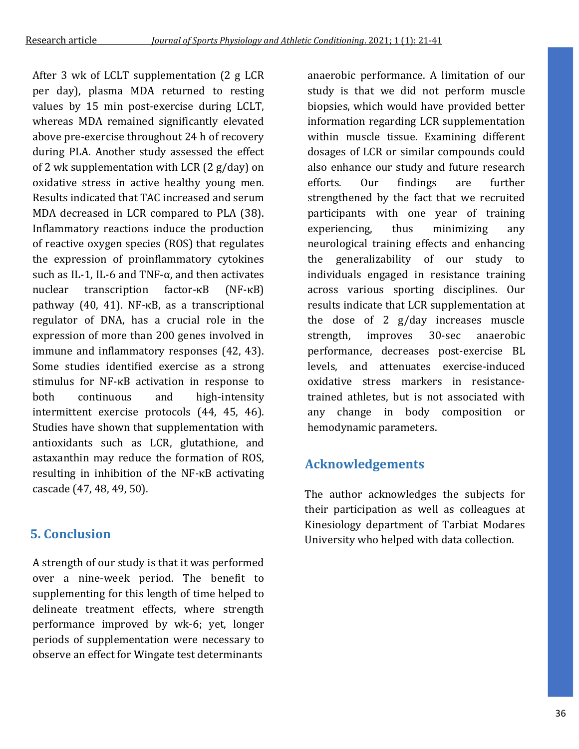After 3 wk of LCLT supplementation (2 g LCR per day), plasma MDA returned to resting values by 15 min post-exercise during LCLT, whereas MDA remained significantly elevated above pre-exercise throughout 24 h of recovery during PLA. Another study assessed the effect of 2 wk supplementation with LCR (2 g/day) on oxidative stress in active healthy young men. Results indicated that TAC increased and serum MDA decreased in LCR compared to PLA (38). Inflammatory reactions induce the production of reactive oxygen species (ROS) that regulates the expression of proinflammatory cytokines such as IL-1, IL-6 and TNF-α, and then activates nuclear transcription factor-κB (NF-κB) pathway (40, 41). NF-κB, as a transcriptional regulator of DNA, has a crucial role in the expression of more than 200 genes involved in immune and inflammatory responses (42, 43). Some studies identified exercise as a strong stimulus for NF-κB activation in response to both continuous and high-intensity intermittent exercise protocols (44, 45, 46). Studies have shown that supplementation with antioxidants such as LCR, glutathione, and astaxanthin may reduce the formation of ROS, resulting in inhibition of the NF-κB activating cascade (47, 48, 49, 50).

## 5. Conclusion

A strength of our study is that it was performed over a nine-week period. The benefit to supplementing for this length of time helped to delineate treatment effects, where strength performance improved by wk-6; yet, longer periods of supplementation were necessary to observe an effect for Wingate test determinants anaerobic performance. A limitation of our study is that we did not perform muscle biopsies, which would have provided better information regarding LCR supplementation within muscle tissue. Examining different dosages of LCR or similar compounds could also enhance our study and future research efforts. Our findings are further strengthened by the fact that we recruited participants with one year of training experiencing, thus minimizing any neurological training effects and enhancing the generalizability of our study to individuals engaged in resistance training across various sporting disciplines. Our results indicate that LCR supplementation at the dose of 2 g/day increases muscle strength, improves 30-sec anaerobic performance, decreases post-exercise BL levels, and attenuates exercise-induced oxidative stress markers in resistance-trained athletes, but is not associated with any change in body composition or hemodynamic parameters.

## Acknowledgements

The author acknowledges the subjects for their participation as well as colleagues at Kinesiology department of Tarbiat Modares University who helped with data collection.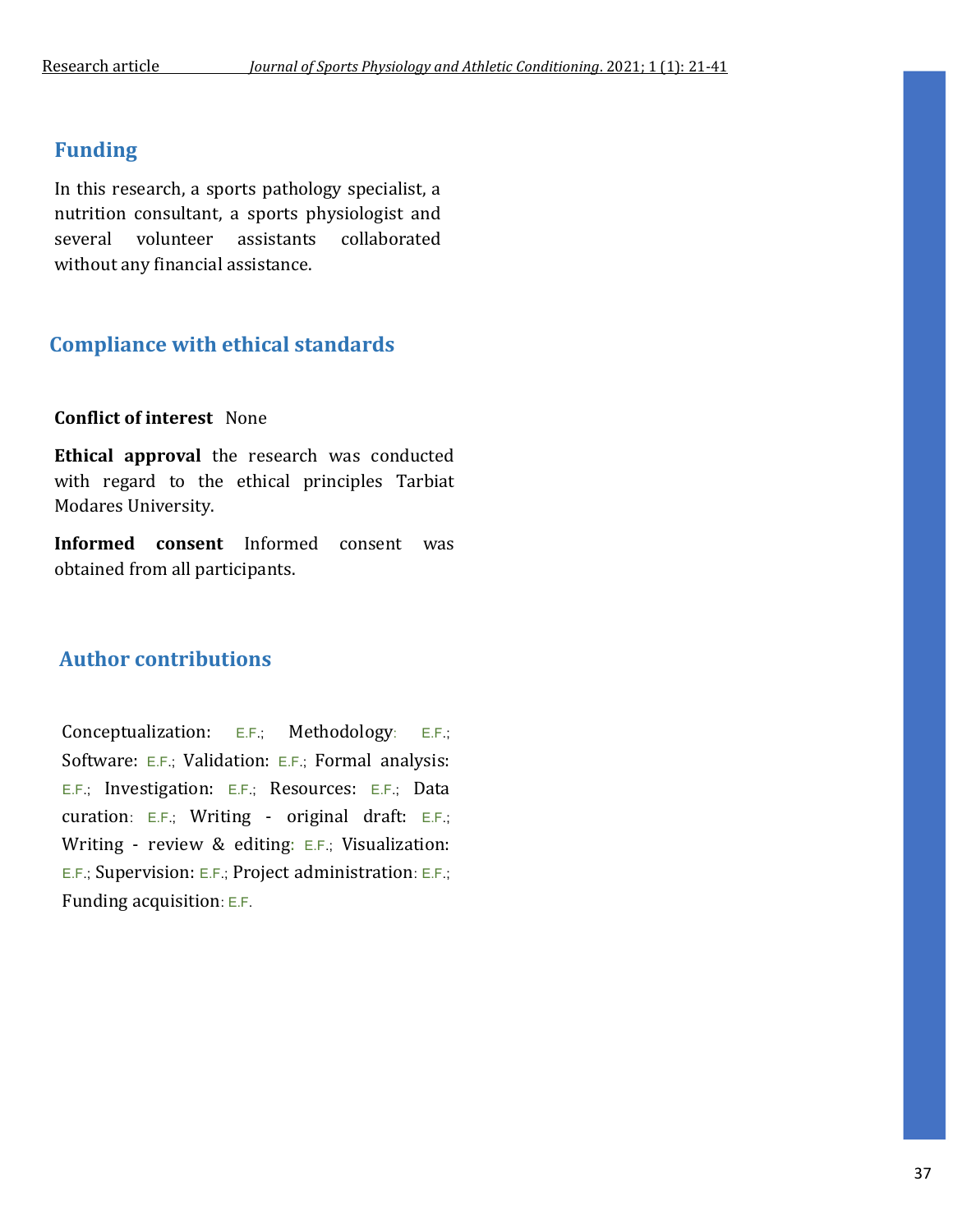## Funding

In this research, a sports pathology specialist, a nutrition consultant, a sports physiologist and several volunteer assistants collaborated without any financial assistance.

## Compliance with ethical standards

**Conflict of interest** None

**Ethical approval** the research was conducted with regard to the ethical principles Tarbiat Modares University.

**Informed consent** Informed consent was obtained from all participants.

## Author contributions

Conceptualization: E.F.; Methodology: E.F.; Software: E.F.; Validation: E.F.; Formal analysis: E.F.; Investigation: E.F.; Resources: E.F.; Data curation: E.F.; Writing - original draft: E.F.; Writing - review & editing: E.F.; Visualization: E.F.; Supervision: E.F.; Project administration: E.F.; Funding acquisition: E.F.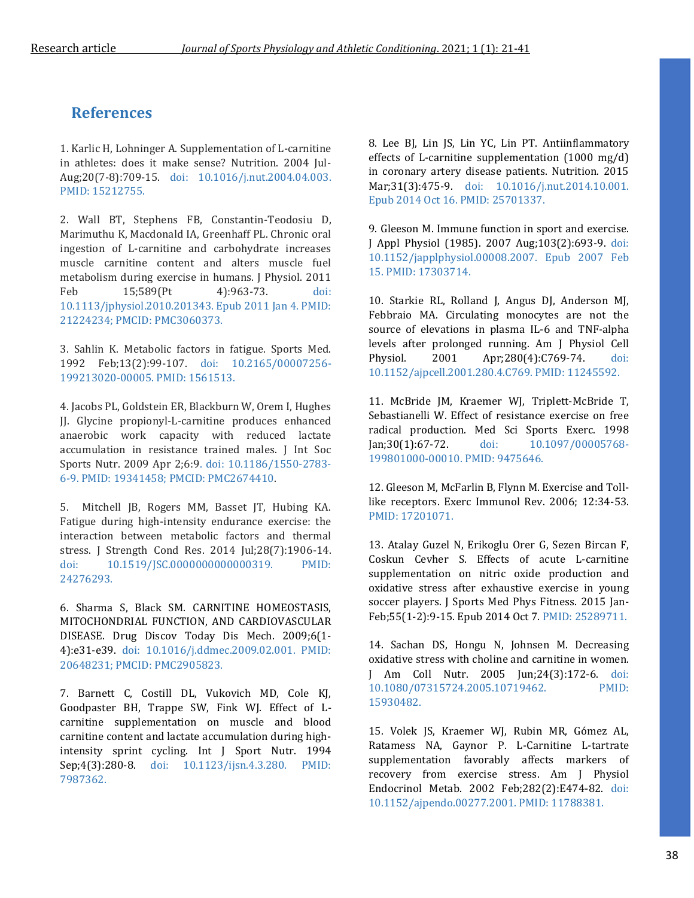## References

1. Karlic H, Lohninger A. Supplementation of L-carnitine in athletes: does it make sense? Nutrition. 2004 Jul-Aug;20(7-8):709-15. doi: 10.1016/j.nut.2004.04.003. PMID: 15212755.

2. Wall BT, Stephens FB, Constantin-Teodosiu D, Marimuthu K, Macdonald IA, Greenhaff PL. Chronic oral ingestion of L-carnitine and carbohydrate increases muscle carnitine content and alters muscle fuel metabolism during exercise in humans. J Physiol. 2011 Feb 15;589(Pt 4):963-73. doi: 10.1113/jphysiol.2010.201343. Epub 2011 Jan 4. PMID: 21224234; PMCID: PMC3060373.

3. Sahlin K. Metabolic factors in fatigue. Sports Med. 1992 Feb;13(2):99-107. doi: 10.2165/00007256-199213020-00005. PMID: 1561513.

4. Jacobs PL, Goldstein ER, Blackburn W, Orem I, Hughes JJ. Glycine propionyl-L-carnitine produces enhanced anaerobic work capacity with reduced lactate accumulation in resistance trained males. J Int Soc Sports Nutr. 2009 Apr 2;6:9. doi: 10.1186/1550-2783-6-9. PMID: 19341458; PMCID: PMC2674410.

5. Mitchell JB, Rogers MM, Basset JT, Hubing KA. Fatigue during high-intensity endurance exercise: the interaction between metabolic factors and thermal stress. J Strength Cond Res. 2014 Jul;28(7):1906-14. doi: 10.1519/JSC.0000000000000319. PMID: 24276293.

6. Sharma S, Black SM. CARNITINE HOMEOSTASIS, MITOCHONDRIAL FUNCTION, AND CARDIOVASCULAR DISEASE. Drug Discov Today Dis Mech. 2009;6(1-4):e31-e39. doi: 10.1016/j.ddmec.2009.02.001. PMID: 20648231; PMCID: PMC2905823.

7. Barnett C, Costill DL, Vukovich MD, Cole KJ, Goodpaster BH, Trappe SW, Fink WJ. Effect of L-carnitine supplementation on muscle and blood carnitine content and lactate accumulation during high-intensity sprint cycling. Int J Sport Nutr. 1994 Sep;4(3):280-8. doi: 10.1123/ijsn.4.3.280. PMID: 7987362.

8. Lee BJ, Lin JS, Lin YC, Lin PT. Antiinflammatory effects of L-carnitine supplementation (1000 mg/d) in coronary artery disease patients. Nutrition. 2015 Mar;31(3):475-9. doi: 10.1016/j.nut.2014.10.001. Epub 2014 Oct 16. PMID: 25701337.

9. Gleeson M. Immune function in sport and exercise. J Appl Physiol (1985). 2007 Aug;103(2):693-9. doi: 10.1152/japplphysiol.00008.2007. Epub 2007 Feb 15. PMID: 17303714.

10. Starkie RL, Rolland J, Angus DJ, Anderson MJ, Febbraio MA. Circulating monocytes are not the source of elevations in plasma IL-6 and TNF-alpha levels after prolonged running. Am J Physiol Cell Physiol. 2001 Apr;280(4):C769-74. doi: 10.1152/ajpcell.2001.280.4.C769. PMID: 11245592.

11. McBride JM, Kraemer WJ, Triplett-McBride T, Sebastianelli W. Effect of resistance exercise on free radical production. Med Sci Sports Exerc. 1998 Jan;30(1):67-72. doi: 10.1097/00005768-199801000-00010. PMID: 9475646.

12. Gleeson M, McFarlin B, Flynn M. Exercise and Toll-like receptors. Exerc Immunol Rev. 2006; 12:34-53. PMID: 17201071.

13. Atalay Guzel N, Erikoglu Orer G, Sezen Bircan F, Coskun Cevher S. Effects of acute L-carnitine supplementation on nitric oxide production and oxidative stress after exhaustive exercise in young soccer players. J Sports Med Phys Fitness. 2015 Jan-Feb;55(1-2):9-15. Epub 2014 Oct 7. PMID: 25289711.

14. Sachan DS, Hongu N, Johnsen M. Decreasing oxidative stress with choline and carnitine in women. J Am Coll Nutr. 2005 Jun;24(3):172-6. doi: 10.1080/07315724.2005.10719462. PMID: 15930482.

15. Volek JS, Kraemer WJ, Rubin MR, Gómez AL, Ratamess NA, Gaynor P. L-Carnitine L-tartrate supplementation favorably affects markers of recovery from exercise stress. Am J Physiol Endocrinol Metab. 2002 Feb;282(2):E474-82. doi: 10.1152/ajpendo.00277.2001. PMID: 11788381.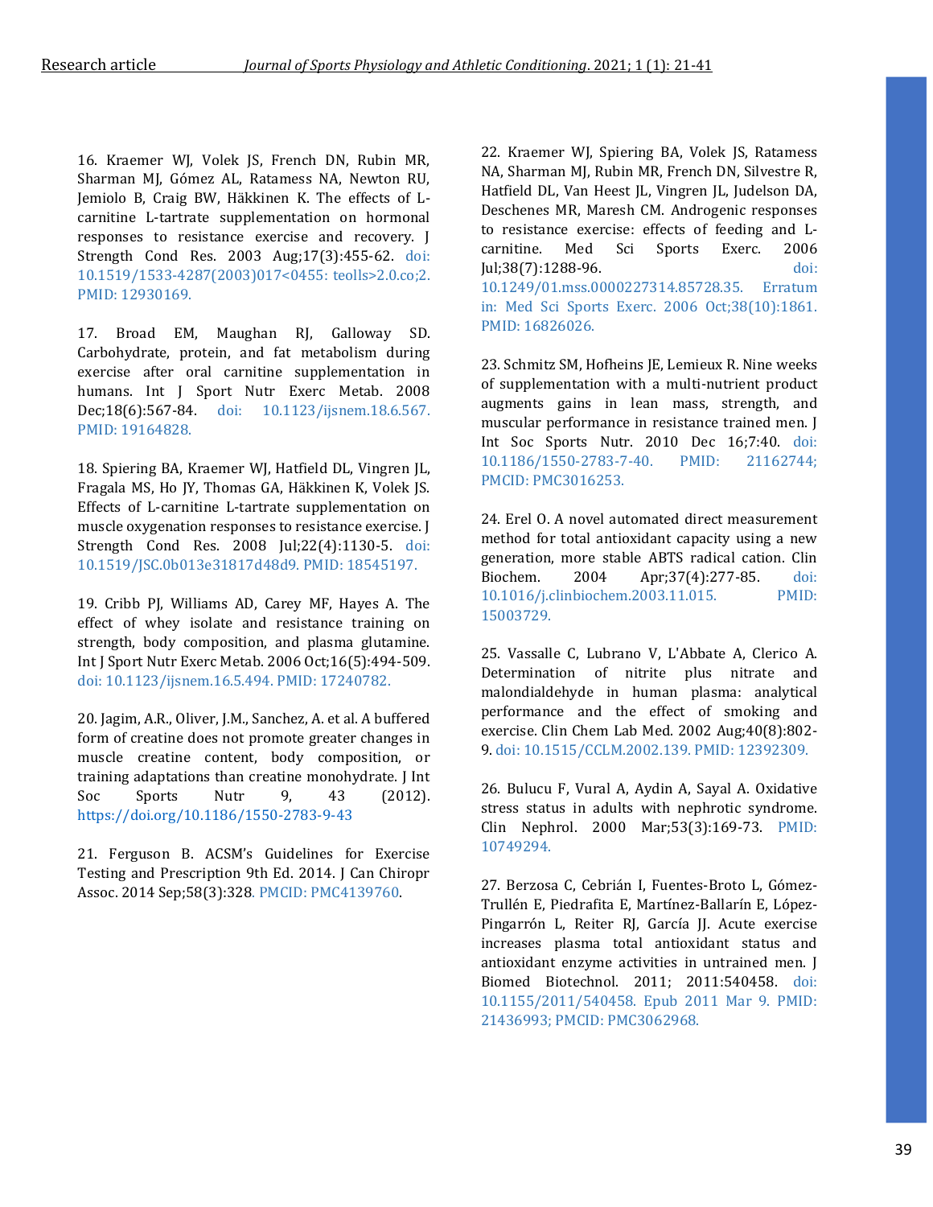16. Kraemer WJ, Volek JS, French DN, Rubin MR, Sharman MJ, Gómez AL, Ratamess NA, Newton RU, Jemiolo B, Craig BW, Häkkinen K. The effects of L-carnitine L-tartrate supplementation on hormonal responses to resistance exercise and recovery. J Strength Cond Res. 2003 Aug;17(3):455-62. doi: 10.1519/1533-4287(2003)017<0455: teolls>2.0.co;2. PMID: 12930169.

17. Broad EM, Maughan RJ, Galloway SD. Carbohydrate, protein, and fat metabolism during exercise after oral carnitine supplementation in humans. Int J Sport Nutr Exerc Metab. 2008 Dec;18(6):567-84. doi: 10.1123/ijsnem.18.6.567. PMID: 19164828.

18. Spiering BA, Kraemer WJ, Hatfield DL, Vingren JL, Fragala MS, Ho JY, Thomas GA, Häkkinen K, Volek JS. Effects of L-carnitine L-tartrate supplementation on muscle oxygenation responses to resistance exercise. J Strength Cond Res. 2008 Jul;22(4):1130-5. doi: 10.1519/JSC.0b013e31817d48d9. PMID: 18545197.

19. Cribb PJ, Williams AD, Carey MF, Hayes A. The effect of whey isolate and resistance training on strength, body composition, and plasma glutamine. Int J Sport Nutr Exerc Metab. 2006 Oct;16(5):494-509. doi: 10.1123/ijsnem.16.5.494. PMID: 17240782.

20. Jagim, A.R., Oliver, J.M., Sanchez, A. et al. A buffered form of creatine does not promote greater changes in muscle creatine content, body composition, or training adaptations than creatine monohydrate. J Int Soc Sports Nutr 9, 43 (2012). https://doi.org/10.1186/1550-2783-9-43

21. Ferguson B. ACSM's Guidelines for Exercise Testing and Prescription 9th Ed. 2014. J Can Chiropr Assoc. 2014 Sep;58(3):328. PMCID: PMC4139760.

22. Kraemer WJ, Spiering BA, Volek JS, Ratamess NA, Sharman MJ, Rubin MR, French DN, Silvestre R, Hatfield DL, Van Heest JL, Vingren JL, Judelson DA, Deschenes MR, Maresh CM. Androgenic responses to resistance exercise: effects of feeding and L-carnitine. Med Sci Sports Exerc. 2006 Jul;38(7):1288-96. doi: 10.1249/01.mss.0000227314.85728.35. Erratum in: Med Sci Sports Exerc. 2006 Oct;38(10):1861. PMID: 16826026.

23. Schmitz SM, Hofheins JE, Lemieux R. Nine weeks of supplementation with a multi-nutrient product augments gains in lean mass, strength, and muscular performance in resistance trained men. J Int Soc Sports Nutr. 2010 Dec 16;7:40. doi: 10.1186/1550-2783-7-40. PMID: 21162744; PMCID: PMC3016253.

24. Erel O. A novel automated direct measurement method for total antioxidant capacity using a new generation, more stable ABTS radical cation. Clin Biochem. 2004 Apr;37(4):277-85. doi: 10.1016/j.clinbiochem.2003.11.015. PMID: 15003729.

25. Vassalle C, Lubrano V, L'Abbate A, Clerico A. Determination of nitrite plus nitrate and malondialdehyde in human plasma: analytical performance and the effect of smoking and exercise. Clin Chem Lab Med. 2002 Aug;40(8):802-9. doi: 10.1515/CCLM.2002.139. PMID: 12392309.

26. Bulucu F, Vural A, Aydin A, Sayal A. Oxidative stress status in adults with nephrotic syndrome. Clin Nephrol. 2000 Mar;53(3):169-73. PMID: 10749294.

27. Berzosa C, Cebrián I, Fuentes-Broto L, Gómez-Trullén E, Piedrafita E, Martínez-Ballarín E, López-Pingarrón L, Reiter RJ, García JJ. Acute exercise increases plasma total antioxidant status and antioxidant enzyme activities in untrained men. J Biomed Biotechnol. 2011; 2011:540458. doi: 10.1155/2011/540458. Epub 2011 Mar 9. PMID: 21436993; PMCID: PMC3062968.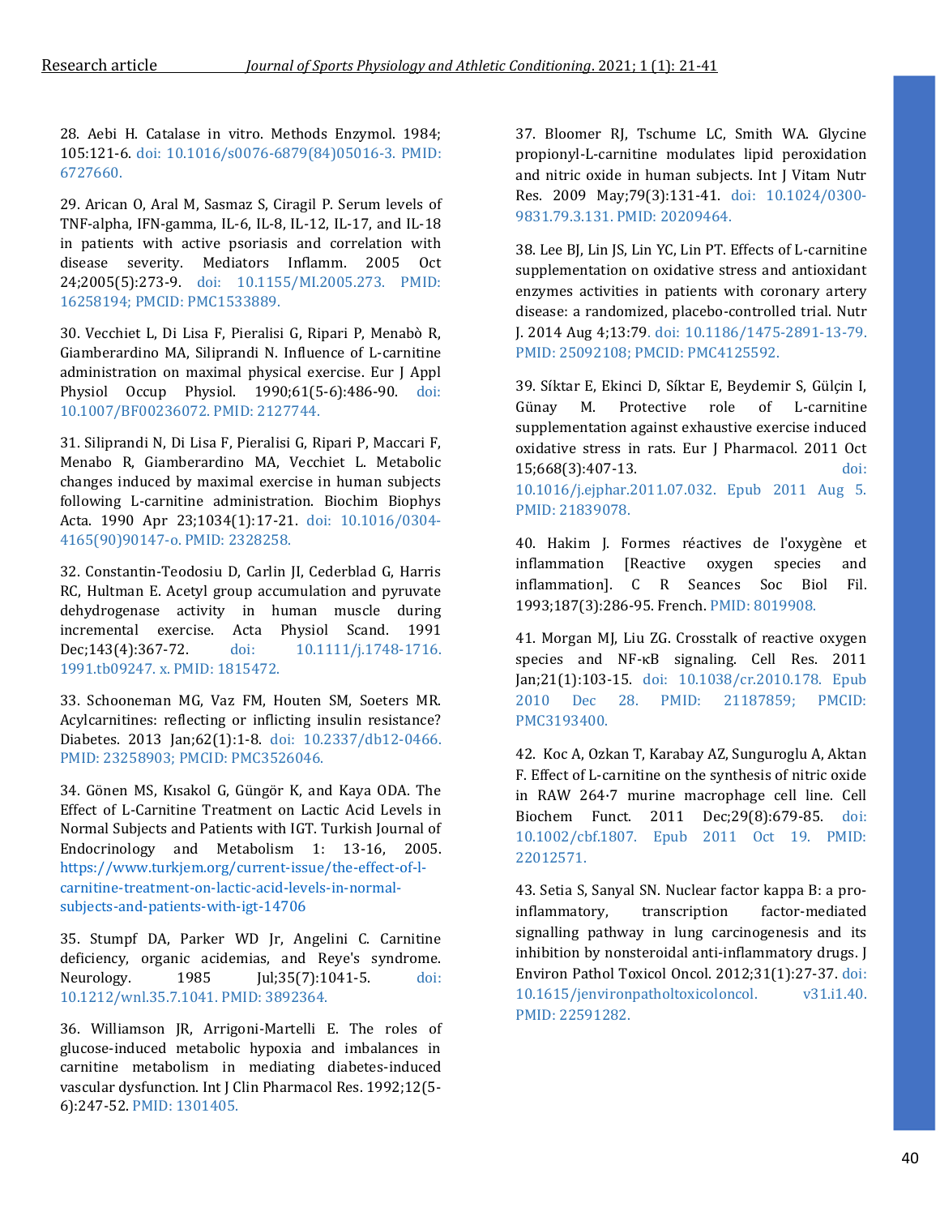28. Aebi H. Catalase in vitro. Methods Enzymol. 1984; 105:121-6. doi: 10.1016/s0076-6879(84)05016-3. PMID: 6727660.

29. Arican O, Aral M, Sasmaz S, Ciragil P. Serum levels of TNF-alpha, IFN-gamma, IL-6, IL-8, IL-12, IL-17, and IL-18 in patients with active psoriasis and correlation with disease severity. Mediators Inflamm. 2005 Oct 24;2005(5):273-9. doi: 10.1155/MI.2005.273. PMID: 16258194; PMCID: PMC1533889.

30. Vecchiet L, Di Lisa F, Pieralisi G, Ripari P, Menabò R, Giamberardino MA, Siliprandi N. Influence of L-carnitine administration on maximal physical exercise. Eur J Appl Physiol Occup Physiol. 1990;61(5-6):486-90. doi: 10.1007/BF00236072. PMID: 2127744.

31. Siliprandi N, Di Lisa F, Pieralisi G, Ripari P, Maccari F, Menabo R, Giamberardino MA, Vecchiet L. Metabolic changes induced by maximal exercise in human subjects following L-carnitine administration. Biochim Biophys Acta. 1990 Apr 23;1034(1):17-21. doi: 10.1016/0304-4165(90)90147-o. PMID: 2328258.

32. Constantin-Teodosiu D, Carlin JI, Cederblad G, Harris RC, Hultman E. Acetyl group accumulation and pyruvate dehydrogenase activity in human muscle during incremental exercise. Acta Physiol Scand. 1991 Dec;143(4):367-72. doi: 10.1111/j.1748-1716. 1991.tb09247. x. PMID: 1815472.

33. Schooneman MG, Vaz FM, Houten SM, Soeters MR. Acylcarnitines: reflecting or inflicting insulin resistance? Diabetes. 2013 Jan;62(1):1-8. doi: 10.2337/db12-0466. PMID: 23258903; PMCID: PMC3526046.

34. Gönen MS, Kısakol G, Güngör K, and Kaya ODA. The Effect of L-Carnitine Treatment on Lactic Acid Levels in Normal Subjects and Patients with IGT. Turkish Journal of Endocrinology and Metabolism 1: 13-16, 2005. https://www.turkjem.org/current-issue/the-effect-of-l-carnitine-treatment-on-lactic-acid-levels-in-normal-subjects-and-patients-with-igt-14706

35. Stumpf DA, Parker WD Jr, Angelini C. Carnitine deficiency, organic acidemias, and Reye's syndrome. Neurology. 1985 Jul;35(7):1041-5. doi: 10.1212/wnl.35.7.1041. PMID: 3892364.

36. Williamson JR, Arrigoni-Martelli E. The roles of glucose-induced metabolic hypoxia and imbalances in carnitine metabolism in mediating diabetes-induced vascular dysfunction. Int J Clin Pharmacol Res. 1992;12(5-6):247-52. PMID: 1301405.

37. Bloomer RJ, Tschume LC, Smith WA. Glycine propionyl-L-carnitine modulates lipid peroxidation and nitric oxide in human subjects. Int J Vitam Nutr Res. 2009 May;79(3):131-41. doi: 10.1024/0300-9831.79.3.131. PMID: 20209464.

38. Lee BJ, Lin JS, Lin YC, Lin PT. Effects of L-carnitine supplementation on oxidative stress and antioxidant enzymes activities in patients with coronary artery disease: a randomized, placebo-controlled trial. Nutr J. 2014 Aug 4;13:79. doi: 10.1186/1475-2891-13-79. PMID: 25092108; PMCID: PMC4125592.

39. Síktar E, Ekinci D, Síktar E, Beydemir S, Gülçin I, Günay M. Protective role of L-carnitine supplementation against exhaustive exercise induced oxidative stress in rats. Eur J Pharmacol. 2011 Oct 15;668(3):407-13. doi: 10.1016/j.ejphar.2011.07.032. Epub 2011 Aug 5. PMID: 21839078.

40. Hakim J. Formes réactives de l'oxygène et inflammation [Reactive oxygen species and inflammation]. C R Seances Soc Biol Fil. 1993;187(3):286-95. French. PMID: 8019908.

41. Morgan MJ, Liu ZG. Crosstalk of reactive oxygen species and NF-κB signaling. Cell Res. 2011 Jan;21(1):103-15. doi: 10.1038/cr.2010.178. Epub 2010 Dec 28. PMID: 21187859; PMCID: PMC3193400.

42. Koc A, Ozkan T, Karabay AZ, Sunguroglu A, Aktan F. Effect of L-carnitine on the synthesis of nitric oxide in RAW 264·7 murine macrophage cell line. Cell Biochem Funct. 2011 Dec;29(8):679-85. doi: 10.1002/cbf.1807. Epub 2011 Oct 19. PMID: 22012571.

43. Setia S, Sanyal SN. Nuclear factor kappa B: a pro-inflammatory, transcription factor-mediated signalling pathway in lung carcinogenesis and its inhibition by nonsteroidal anti-inflammatory drugs. J Environ Pathol Toxicol Oncol. 2012;31(1):27-37. doi: 10.1615/jenvironpatholtoxicoloncol. v31.i1.40. PMID: 22591282.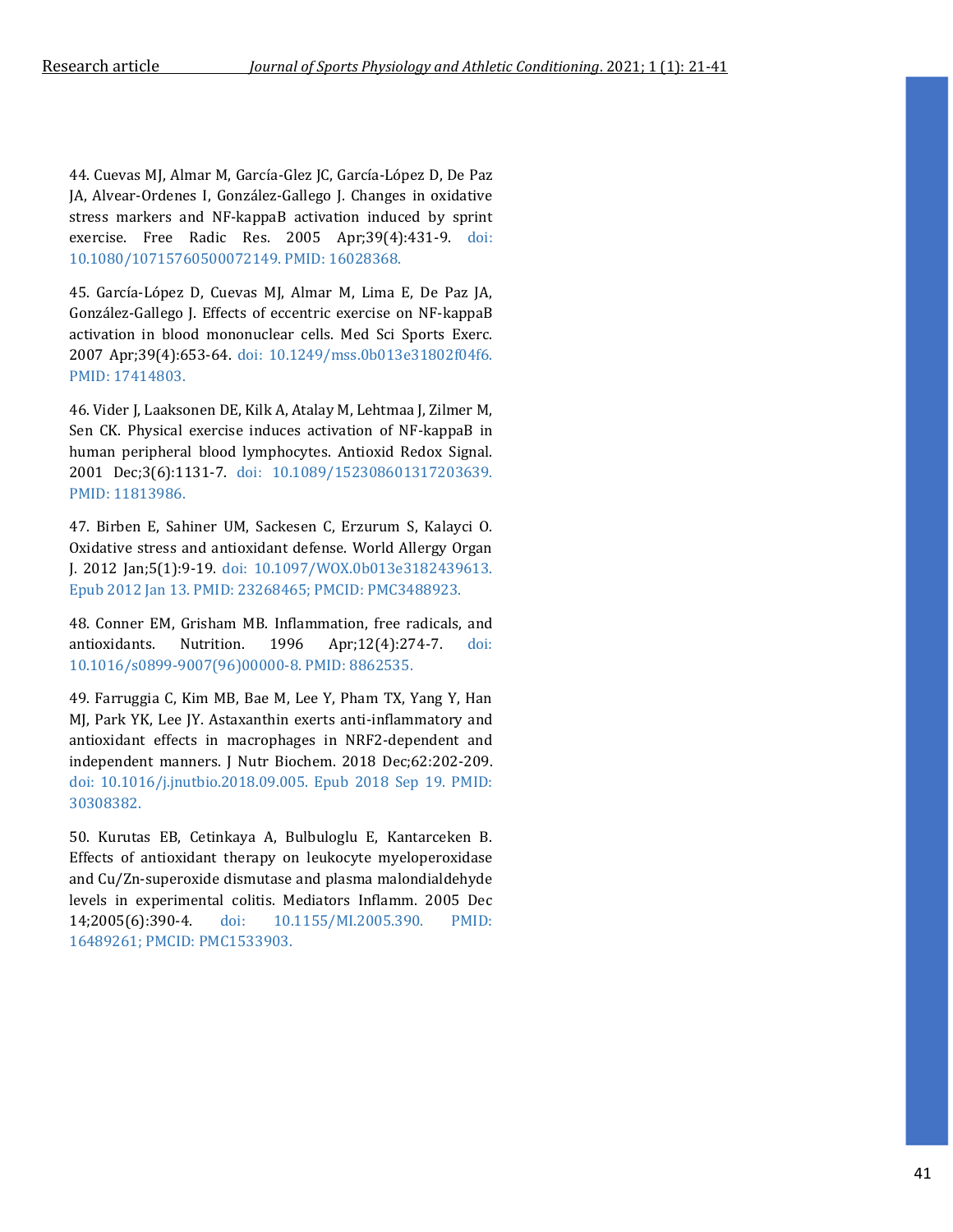44. Cuevas MJ, Almar M, García-Glez JC, García-López D, De Paz JA, Alvear-Ordenes I, González-Gallego J. Changes in oxidative stress markers and NF-kappaB activation induced by sprint exercise. Free Radic Res. 2005 Apr;39(4):431-9. doi: 10.1080/10715760500072149. PMID: 16028368.

45. García-López D, Cuevas MJ, Almar M, Lima E, De Paz JA, González-Gallego J. Effects of eccentric exercise on NF-kappaB activation in blood mononuclear cells. Med Sci Sports Exerc. 2007 Apr;39(4):653-64. doi: 10.1249/mss.0b013e31802f04f6. PMID: 17414803.

46. Vider J, Laaksonen DE, Kilk A, Atalay M, Lehtmaa J, Zilmer M, Sen CK. Physical exercise induces activation of NF-kappaB in human peripheral blood lymphocytes. Antioxid Redox Signal. 2001 Dec;3(6):1131-7. doi: 10.1089/152308601317203639. PMID: 11813986.

47. Birben E, Sahiner UM, Sackesen C, Erzurum S, Kalayci O. Oxidative stress and antioxidant defense. World Allergy Organ J. 2012 Jan;5(1):9-19. doi: 10.1097/WOX.0b013e3182439613. Epub 2012 Jan 13. PMID: 23268465; PMCID: PMC3488923.

48. Conner EM, Grisham MB. Inflammation, free radicals, and antioxidants. Nutrition. 1996 Apr;12(4):274-7. doi: 10.1016/s0899-9007(96)00000-8. PMID: 8862535.

49. Farruggia C, Kim MB, Bae M, Lee Y, Pham TX, Yang Y, Han MJ, Park YK, Lee JY. Astaxanthin exerts anti-inflammatory and antioxidant effects in macrophages in NRF2-dependent and independent manners. J Nutr Biochem. 2018 Dec;62:202-209. doi: 10.1016/j.jnutbio.2018.09.005. Epub 2018 Sep 19. PMID: 30308382.

50. Kurutas EB, Cetinkaya A, Bulbuloglu E, Kantarceken B. Effects of antioxidant therapy on leukocyte myeloperoxidase and Cu/Zn-superoxide dismutase and plasma malondialdehyde levels in experimental colitis. Mediators Inflamm. 2005 Dec 14;2005(6):390-4. doi: 10.1155/MI.2005.390. PMID: 16489261; PMCID: PMC1533903.